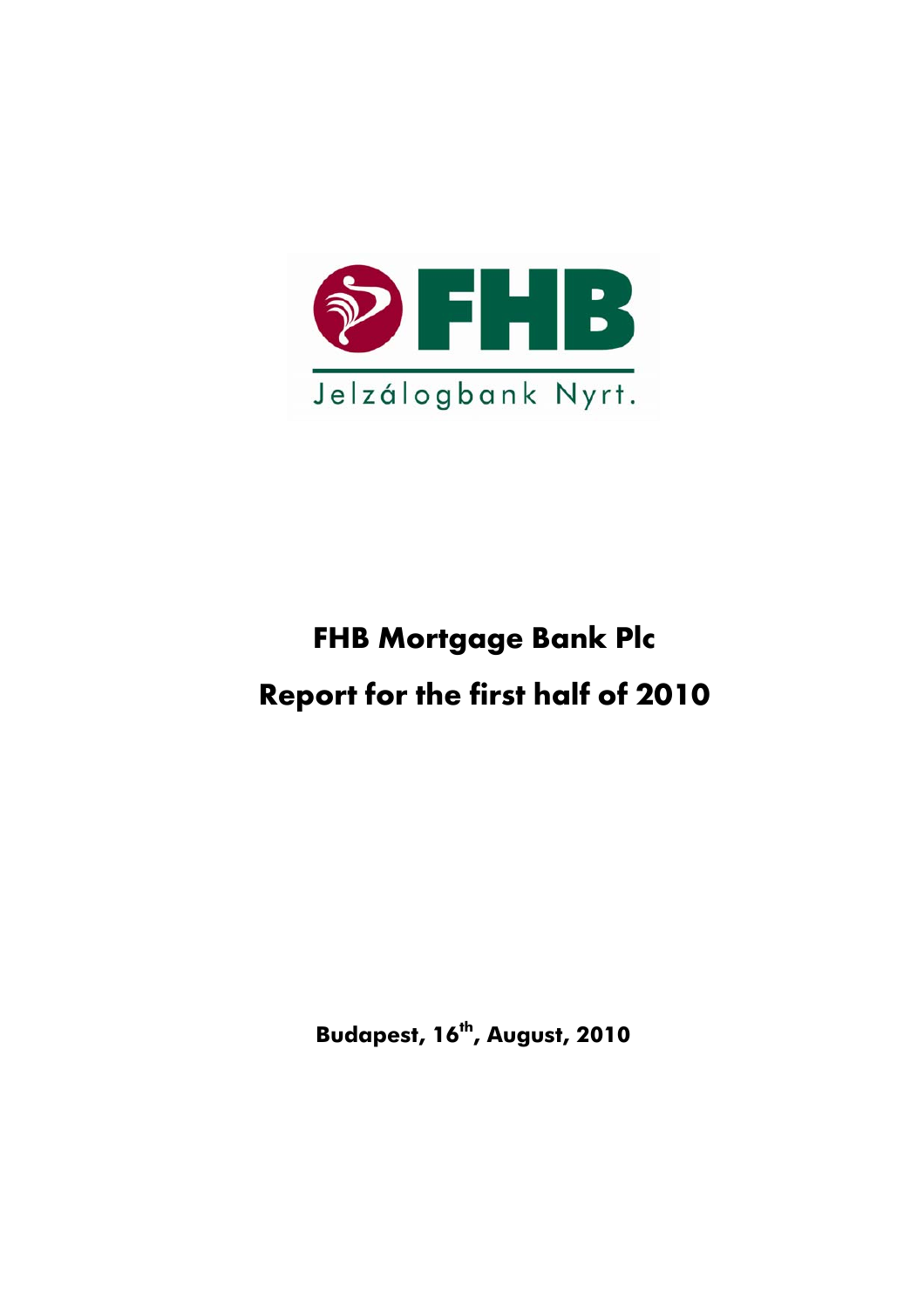FHB

Jelzálogbank Nyrt.

# FHB Mortgage Bank Plc

# Report for the first half of 2010

**Budapest, 16th, August, 2010**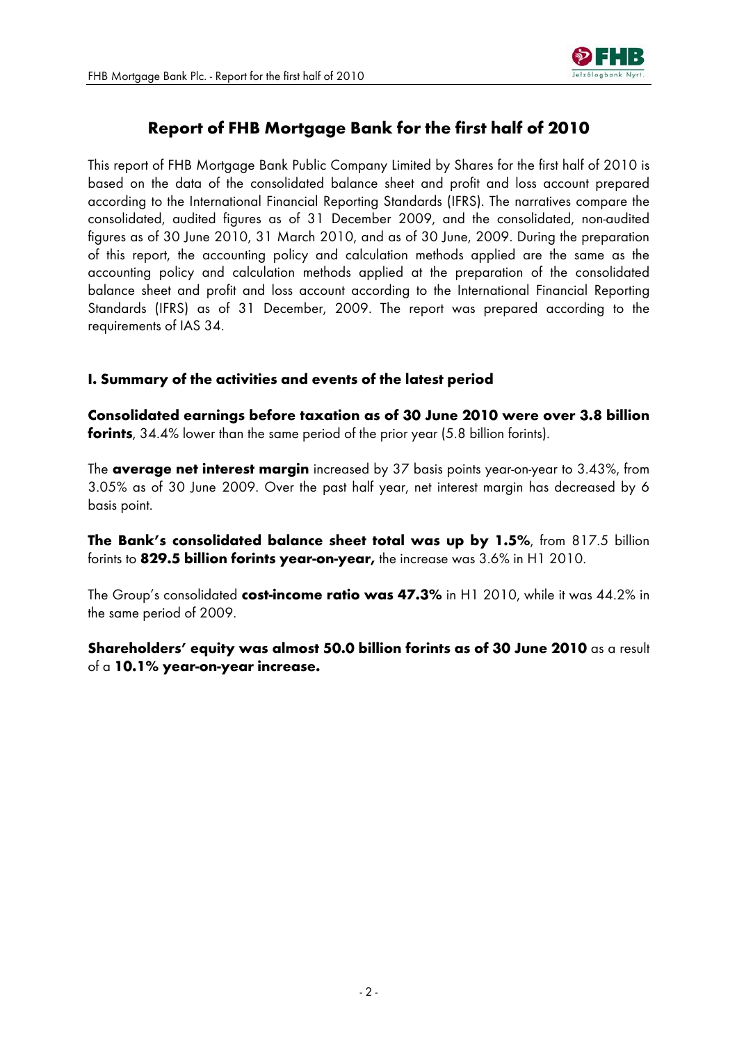# Report of FHB Mortgage Bank for the first half of 2010

This report of FHB Mortgage Bank Public Company Limited by Shares for the first half of 2010 is based on the data of the consolidated balance sheet and profit and loss account prepared according to the International Financial Reporting Standards (IFRS). The narratives compare the consolidated, audited figures as of 31 December 2009, and the consolidated, non-audited figures as of 30 June 2010, 31 March 2010, and as of 30 June, 2009. During the preparation of this report, the accounting policy and calculation methods applied are the same as the accounting policy and calculation methods applied at the preparation of the consolidated balance sheet and profit and loss account according to the International Financial Reporting Standards (IFRS) as of 31 December, 2009. The report was prepared according to the requirements of IAS 34.

## I. Summary of the activities and events of the latest period

**Consolidated earnings before taxation as of 30 June 2010 were over 3.8 billion forints**, 34.4% lower than the same period of the prior year (5.8 billion forints).

The **average net interest margin** increased by 37 basis points year-on-year to 3.43%, from 3.05% as of 30 June 2009. Over the past half year, net interest margin has decreased by 6 basis point.

**The Bank's consolidated balance sheet total was up by 1.5%**, from 817.5 billion forints to **829.5 billion forints year-on-year,** the increase was 3.6% in H1 2010.

The Group's consolidated **cost-income ratio was 47.3%** in H1 2010, while it was 44.2% in the same period of 2009.

**Shareholders' equity was almost 50.0 billion forints as of 30 June 2010** as a result of a **10.1% year-on-year increase.**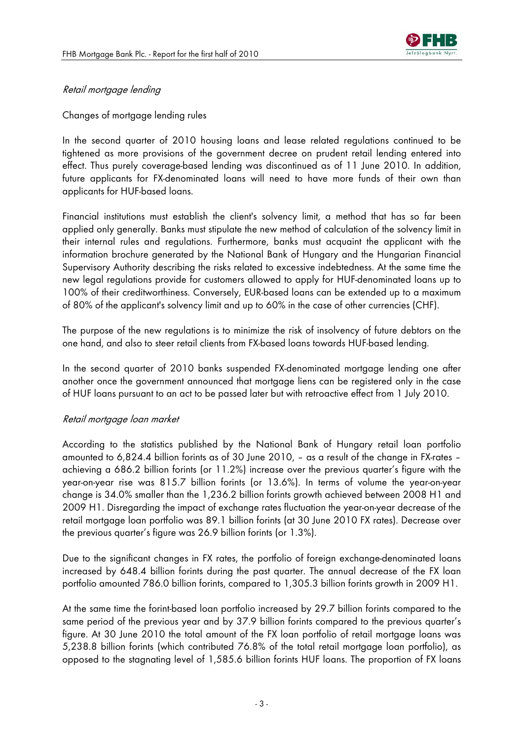*Retail mortgage lending*

Changes of mortgage lending rules

In the second quarter of 2010 housing loans and lease related regulations continued to be tightened as more provisions of the government decree on prudent retail lending entered into effect. Thus purely coverage-based lending was discontinued as of 11 June 2010. In addition, future applicants for FX-denominated loans will need to have more funds of their own than applicants for HUF-based loans.

Financial institutions must establish the client's solvency limit, a method that has so far been applied only generally. Banks must stipulate the new method of calculation of the solvency limit in their internal rules and regulations. Furthermore, banks must acquaint the applicant with the information brochure generated by the National Bank of Hungary and the Hungarian Financial Supervisory Authority describing the risks related to excessive indebtedness. At the same time the new legal regulations provide for customers allowed to apply for HUF-denominated loans up to 100% of their creditworthiness. Conversely, EUR-based loans can be extended up to a maximum of 80% of the applicant's solvency limit and up to 60% in the case of other currencies (CHF).

The purpose of the new regulations is to minimize the risk of insolvency of future debtors on the one hand, and also to steer retail clients from FX-based loans towards HUF-based lending.

In the second quarter of 2010 banks suspended FX-denominated mortgage lending one after another once the government announced that mortgage liens can be registered only in the case of HUF loans pursuant to an act to be passed later but with retroactive effect from 1 July 2010.

*Retail mortgage loan market*

According to the statistics published by the National Bank of Hungary retail loan portfolio amounted to 6,824.4 billion forints as of 30 June 2010, – as a result of the change in FX-rates – achieving a 686.2 billion forints (or 11.2%) increase over the previous quarter's figure with the year-on-year rise was 815.7 billion forints (or 13.6%). In terms of volume the year-on-year change is 34.0% smaller than the 1,236.2 billion forints growth achieved between 2008 H1 and 2009 H1. Disregarding the impact of exchange rates fluctuation the year-on-year decrease of the retail mortgage loan portfolio was 89.1 billion forints (at 30 June 2010 FX rates). Decrease over the previous quarter's figure was 26.9 billion forints (or 1.3%).

Due to the significant changes in FX rates, the portfolio of foreign exchange-denominated loans increased by 648.4 billion forints during the past quarter. The annual decrease of the FX loan portfolio amounted 786.0 billion forints, compared to 1,305.3 billion forints growth in 2009 H1.

At the same time the forint-based loan portfolio increased by 29.7 billion forints compared to the same period of the previous year and by 37.9 billion forints compared to the previous quarter's figure. At 30 June 2010 the total amount of the FX loan portfolio of retail mortgage loans was 5,238.8 billion forints (which contributed 76.8% of the total retail mortgage loan portfolio), as opposed to the stagnating level of 1,585.6 billion forints HUF loans. The proportion of FX loans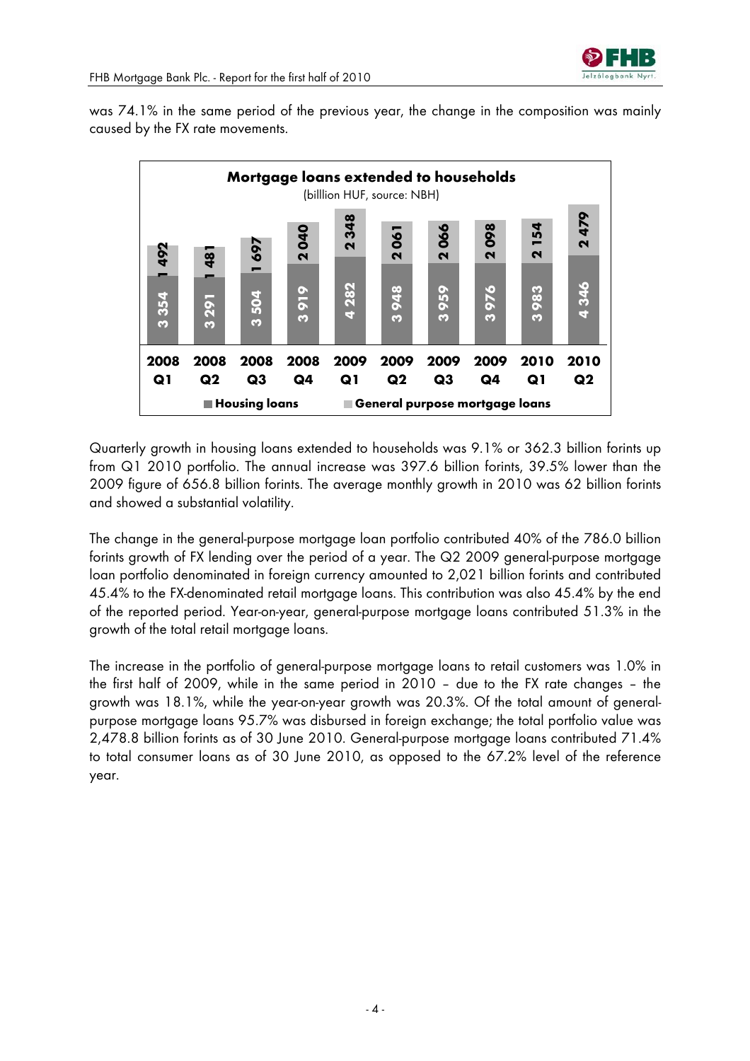was 74.1% in the same period of the previous year, the change in the composition was mainly caused by the FX rate movements.

**Mortgage loans extended to households**
(billlion HUF, source: NBH)

| | 2008 Q1 | 2008 Q2 | 2008 Q3 | 2008 Q4 | 2009 Q1 | 2009 Q2 | 2009 Q3 | 2009 Q4 | 2010 Q1 | 2010 Q2 |
|---|---|---|---|---|---|---|---|---|---|---|
| Housing loans | 3 354 | 3 291 | 3 504 | 3 919 | 4 282 | 3 948 | 3 959 | 3 976 | 3 983 | 4 346 |
| General purpose mortgage loans | 1 492 | 1 481 | 1 697 | 2 040 | 2 348 | 2 061 | 2 066 | 2 098 | 2 154 | 2 479 |

Quarterly growth in housing loans extended to households was 9.1% or 362.3 billion forints up from Q1 2010 portfolio. The annual increase was 397.6 billion forints, 39.5% lower than the 2009 figure of 656.8 billion forints. The average monthly growth in 2010 was 62 billion forints and showed a substantial volatility.

The change in the general-purpose mortgage loan portfolio contributed 40% of the 786.0 billion forints growth of FX lending over the period of a year. The Q2 2009 general-purpose mortgage loan portfolio denominated in foreign currency amounted to 2,021 billion forints and contributed 45.4% to the FX-denominated retail mortgage loans. This contribution was also 45.4% by the end of the reported period. Year-on-year, general-purpose mortgage loans contributed 51.3% in the growth of the total retail mortgage loans.

The increase in the portfolio of general-purpose mortgage loans to retail customers was 1.0% in the first half of 2009, while in the same period in 2010 – due to the FX rate changes – the growth was 18.1%, while the year-on-year growth was 20.3%. Of the total amount of general-purpose mortgage loans 95.7% was disbursed in foreign exchange; the total portfolio value was 2,478.8 billion forints as of 30 June 2010. General-purpose mortgage loans contributed 71.4% to total consumer loans as of 30 June 2010, as opposed to the 67.2% level of the reference year.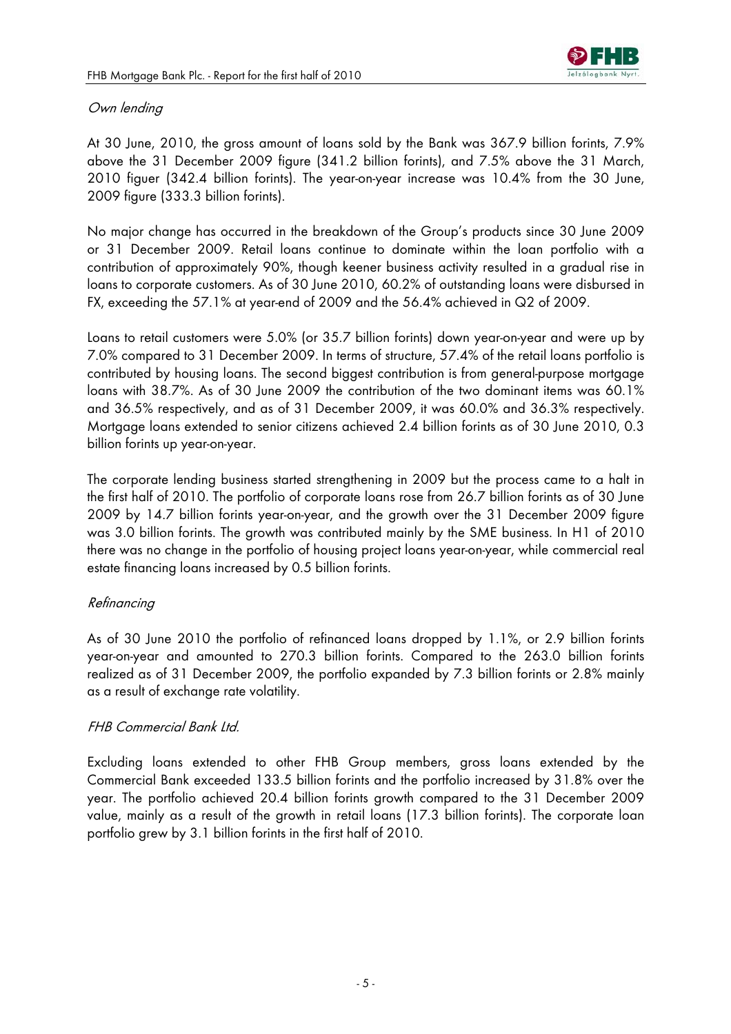*Own lending*

At 30 June, 2010, the gross amount of loans sold by the Bank was 367.9 billion forints, 7.9% above the 31 December 2009 figure (341.2 billion forints), and 7.5% above the 31 March, 2010 figuer (342.4 billion forints). The year-on-year increase was 10.4% from the 30 June, 2009 figure (333.3 billion forints).

No major change has occurred in the breakdown of the Group's products since 30 June 2009 or 31 December 2009. Retail loans continue to dominate within the loan portfolio with a contribution of approximately 90%, though keener business activity resulted in a gradual rise in loans to corporate customers. As of 30 June 2010, 60.2% of outstanding loans were disbursed in FX, exceeding the 57.1% at year-end of 2009 and the 56.4% achieved in Q2 of 2009.

Loans to retail customers were 5.0% (or 35.7 billion forints) down year-on-year and were up by 7.0% compared to 31 December 2009. In terms of structure, 57.4% of the retail loans portfolio is contributed by housing loans. The second biggest contribution is from general-purpose mortgage loans with 38.7%. As of 30 June 2009 the contribution of the two dominant items was 60.1% and 36.5% respectively, and as of 31 December 2009, it was 60.0% and 36.3% respectively. Mortgage loans extended to senior citizens achieved 2.4 billion forints as of 30 June 2010, 0.3 billion forints up year-on-year.

The corporate lending business started strengthening in 2009 but the process came to a halt in the first half of 2010. The portfolio of corporate loans rose from 26.7 billion forints as of 30 June 2009 by 14.7 billion forints year-on-year, and the growth over the 31 December 2009 figure was 3.0 billion forints. The growth was contributed mainly by the SME business. In H1 of 2010 there was no change in the portfolio of housing project loans year-on-year, while commercial real estate financing loans increased by 0.5 billion forints.

*Refinancing*

As of 30 June 2010 the portfolio of refinanced loans dropped by 1.1%, or 2.9 billion forints year-on-year and amounted to 270.3 billion forints. Compared to the 263.0 billion forints realized as of 31 December 2009, the portfolio expanded by 7.3 billion forints or 2.8% mainly as a result of exchange rate volatility.

*FHB Commercial Bank Ltd.*

Excluding loans extended to other FHB Group members, gross loans extended by the Commercial Bank exceeded 133.5 billion forints and the portfolio increased by 31.8% over the year. The portfolio achieved 20.4 billion forints growth compared to the 31 December 2009 value, mainly as a result of the growth in retail loans (17.3 billion forints). The corporate loan portfolio grew by 3.1 billion forints in the first half of 2010.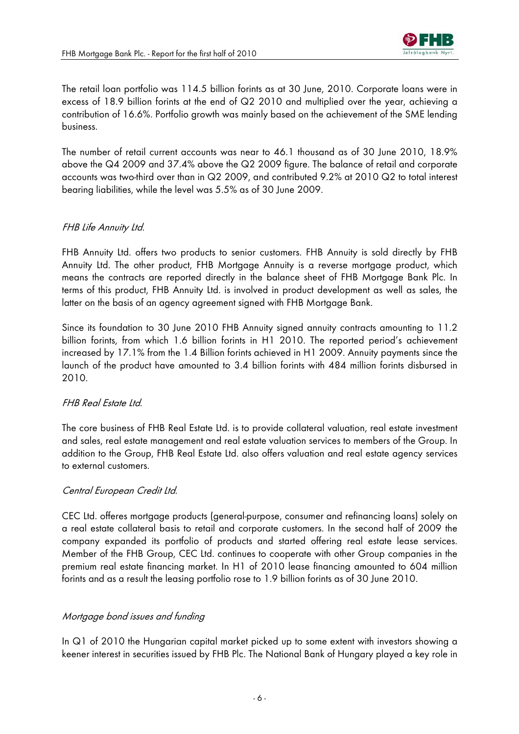The retail loan portfolio was 114.5 billion forints as at 30 June, 2010. Corporate loans were in excess of 18.9 billion forints at the end of Q2 2010 and multiplied over the year, achieving a contribution of 16.6%. Portfolio growth was mainly based on the achievement of the SME lending business.

The number of retail current accounts was near to 46.1 thousand as of 30 June 2010, 18.9% above the Q4 2009 and 37.4% above the Q2 2009 figure. The balance of retail and corporate accounts was two-third over than in Q2 2009, and contributed 9.2% at 2010 Q2 to total interest bearing liabilities, while the level was 5.5% as of 30 June 2009.

*FHB Life Annuity Ltd.*

FHB Annuity Ltd. offers two products to senior customers. FHB Annuity is sold directly by FHB Annuity Ltd. The other product, FHB Mortgage Annuity is a reverse mortgage product, which means the contracts are reported directly in the balance sheet of FHB Mortgage Bank Plc. In terms of this product, FHB Annuity Ltd. is involved in product development as well as sales, the latter on the basis of an agency agreement signed with FHB Mortgage Bank.

Since its foundation to 30 June 2010 FHB Annuity signed annuity contracts amounting to 11.2 billion forints, from which 1.6 billion forints in H1 2010. The reported period's achievement increased by 17.1% from the 1.4 Billion forints achieved in H1 2009. Annuity payments since the launch of the product have amounted to 3.4 billion forints with 484 million forints disbursed in 2010.

*FHB Real Estate Ltd.*

The core business of FHB Real Estate Ltd. is to provide collateral valuation, real estate investment and sales, real estate management and real estate valuation services to members of the Group. In addition to the Group, FHB Real Estate Ltd. also offers valuation and real estate agency services to external customers.

*Central European Credit Ltd.*

CEC Ltd. offeres mortgage products (general-purpose, consumer and refinancing loans) solely on a real estate collateral basis to retail and corporate customers. In the second half of 2009 the company expanded its portfolio of products and started offering real estate lease services. Member of the FHB Group, CEC Ltd. continues to cooperate with other Group companies in the premium real estate financing market. In H1 of 2010 lease financing amounted to 604 million forints and as a result the leasing portfolio rose to 1.9 billion forints as of 30 June 2010.

*Mortgage bond issues and funding*

In Q1 of 2010 the Hungarian capital market picked up to some extent with investors showing a keener interest in securities issued by FHB Plc. The National Bank of Hungary played a key role in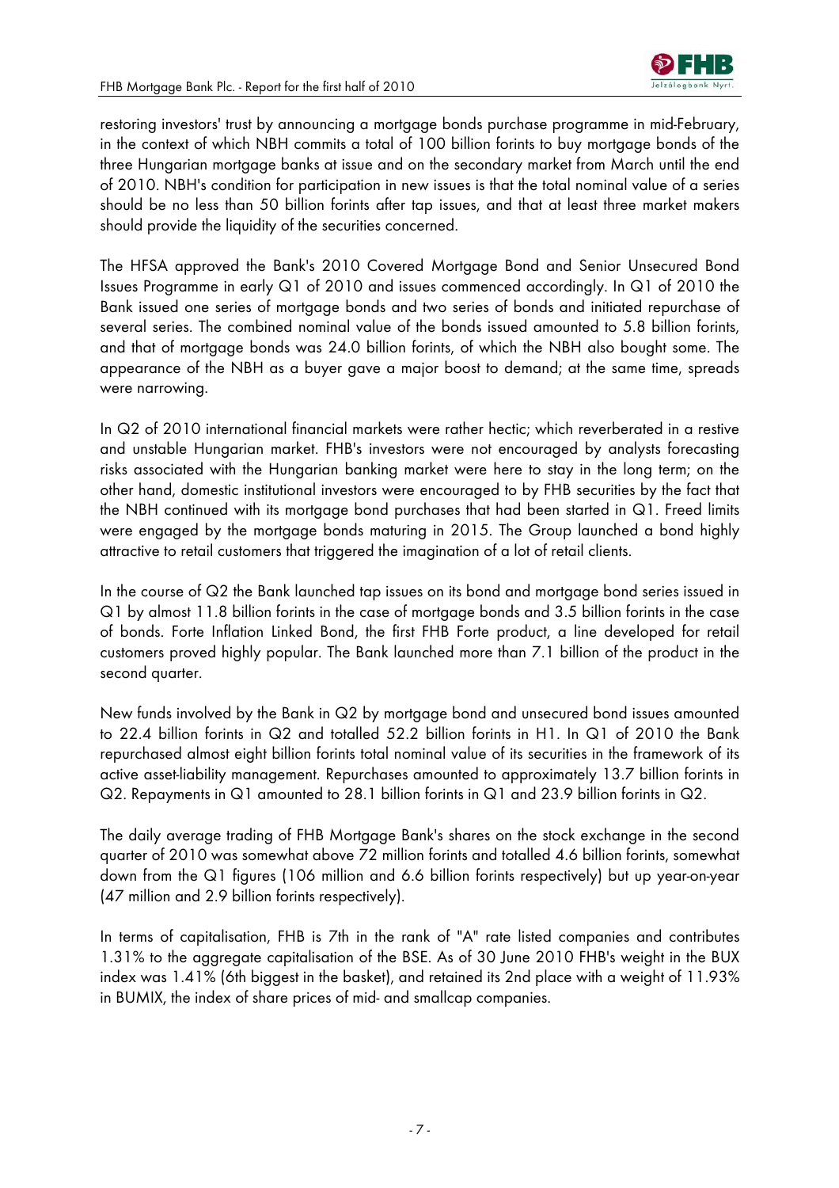restoring investors' trust by announcing a mortgage bonds purchase programme in mid-February, in the context of which NBH commits a total of 100 billion forints to buy mortgage bonds of the three Hungarian mortgage banks at issue and on the secondary market from March until the end of 2010. NBH's condition for participation in new issues is that the total nominal value of a series should be no less than 50 billion forints after tap issues, and that at least three market makers should provide the liquidity of the securities concerned.

The HFSA approved the Bank's 2010 Covered Mortgage Bond and Senior Unsecured Bond Issues Programme in early Q1 of 2010 and issues commenced accordingly. In Q1 of 2010 the Bank issued one series of mortgage bonds and two series of bonds and initiated repurchase of several series. The combined nominal value of the bonds issued amounted to 5.8 billion forints, and that of mortgage bonds was 24.0 billion forints, of which the NBH also bought some. The appearance of the NBH as a buyer gave a major boost to demand; at the same time, spreads were narrowing.

In Q2 of 2010 international financial markets were rather hectic; which reverberated in a restive and unstable Hungarian market. FHB's investors were not encouraged by analysts forecasting risks associated with the Hungarian banking market were here to stay in the long term; on the other hand, domestic institutional investors were encouraged to by FHB securities by the fact that the NBH continued with its mortgage bond purchases that had been started in Q1. Freed limits were engaged by the mortgage bonds maturing in 2015. The Group launched a bond highly attractive to retail customers that triggered the imagination of a lot of retail clients.

In the course of Q2 the Bank launched tap issues on its bond and mortgage bond series issued in Q1 by almost 11.8 billion forints in the case of mortgage bonds and 3.5 billion forints in the case of bonds. Forte Inflation Linked Bond, the first FHB Forte product, a line developed for retail customers proved highly popular. The Bank launched more than 7.1 billion of the product in the second quarter.

New funds involved by the Bank in Q2 by mortgage bond and unsecured bond issues amounted to 22.4 billion forints in Q2 and totalled 52.2 billion forints in H1. In Q1 of 2010 the Bank repurchased almost eight billion forints total nominal value of its securities in the framework of its active asset-liability management. Repurchases amounted to approximately 13.7 billion forints in Q2. Repayments in Q1 amounted to 28.1 billion forints in Q1 and 23.9 billion forints in Q2.

The daily average trading of FHB Mortgage Bank's shares on the stock exchange in the second quarter of 2010 was somewhat above 72 million forints and totalled 4.6 billion forints, somewhat down from the Q1 figures (106 million and 6.6 billion forints respectively) but up year-on-year (47 million and 2.9 billion forints respectively).

In terms of capitalisation, FHB is 7th in the rank of "A" rate listed companies and contributes 1.31% to the aggregate capitalisation of the BSE. As of 30 June 2010 FHB's weight in the BUX index was 1.41% (6th biggest in the basket), and retained its 2nd place with a weight of 11.93% in BUMIX, the index of share prices of mid- and smallcap companies.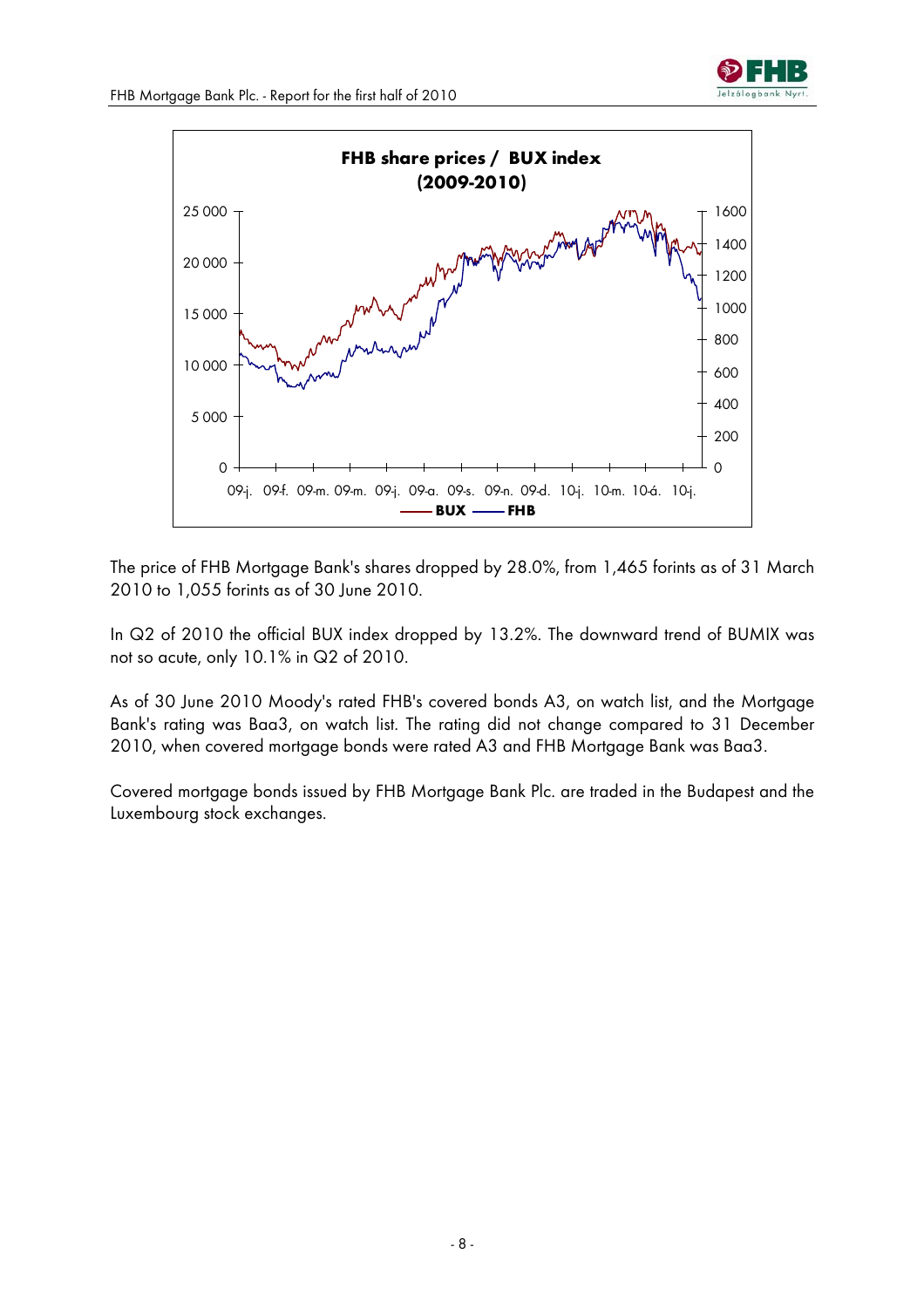**FHB share prices / BUX index (2009-2010)**

The price of FHB Mortgage Bank's shares dropped by 28.0%, from 1,465 forints as of 31 March 2010 to 1,055 forints as of 30 June 2010.

In Q2 of 2010 the official BUX index dropped by 13.2%. The downward trend of BUMIX was not so acute, only 10.1% in Q2 of 2010.

As of 30 June 2010 Moody's rated FHB's covered bonds A3, on watch list, and the Mortgage Bank's rating was Baa3, on watch list. The rating did not change compared to 31 December 2010, when covered mortgage bonds were rated A3 and FHB Mortgage Bank was Baa3.

Covered mortgage bonds issued by FHB Mortgage Bank Plc. are traded in the Budapest and the Luxembourg stock exchanges.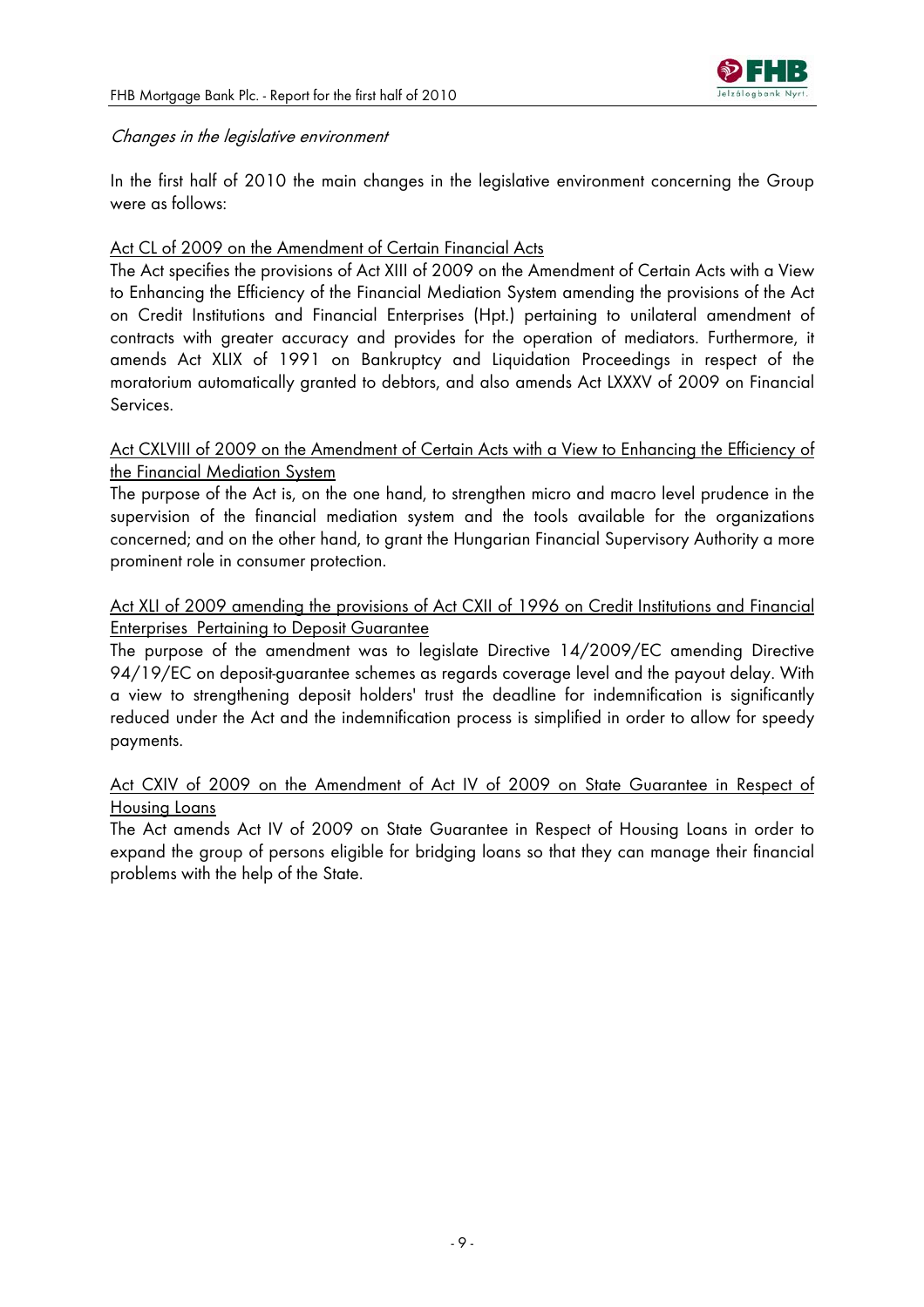*Changes in the legislative environment*

In the first half of 2010 the main changes in the legislative environment concerning the Group were as follows:

Act CL of 2009 on the Amendment of Certain Financial Acts

The Act specifies the provisions of Act XIII of 2009 on the Amendment of Certain Acts with a View to Enhancing the Efficiency of the Financial Mediation System amending the provisions of the Act on Credit Institutions and Financial Enterprises (Hpt.) pertaining to unilateral amendment of contracts with greater accuracy and provides for the operation of mediators. Furthermore, it amends Act XLIX of 1991 on Bankruptcy and Liquidation Proceedings in respect of the moratorium automatically granted to debtors, and also amends Act LXXXV of 2009 on Financial Services.

Act CXLVIII of 2009 on the Amendment of Certain Acts with a View to Enhancing the Efficiency of the Financial Mediation System

The purpose of the Act is, on the one hand, to strengthen micro and macro level prudence in the supervision of the financial mediation system and the tools available for the organizations concerned; and on the other hand, to grant the Hungarian Financial Supervisory Authority a more prominent role in consumer protection.

Act XLI of 2009 amending the provisions of Act CXII of 1996 on Credit Institutions and Financial Enterprises Pertaining to Deposit Guarantee

The purpose of the amendment was to legislate Directive 14/2009/EC amending Directive 94/19/EC on deposit-guarantee schemes as regards coverage level and the payout delay. With a view to strengthening deposit holders' trust the deadline for indemnification is significantly reduced under the Act and the indemnification process is simplified in order to allow for speedy payments.

Act CXIV of 2009 on the Amendment of Act IV of 2009 on State Guarantee in Respect of Housing Loans

The Act amends Act IV of 2009 on State Guarantee in Respect of Housing Loans in order to expand the group of persons eligible for bridging loans so that they can manage their financial problems with the help of the State.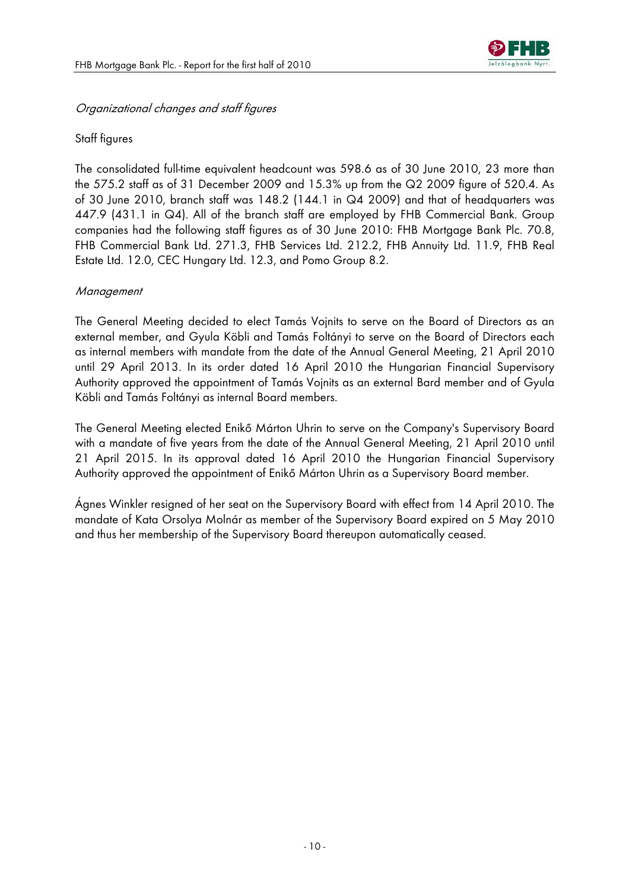*Organizational changes and staff figures*

Staff figures

The consolidated full-time equivalent headcount was 598.6 as of 30 June 2010, 23 more than the 575.2 staff as of 31 December 2009 and 15.3% up from the Q2 2009 figure of 520.4. As of 30 June 2010, branch staff was 148.2 (144.1 in Q4 2009) and that of headquarters was 447.9 (431.1 in Q4). All of the branch staff are employed by FHB Commercial Bank. Group companies had the following staff figures as of 30 June 2010: FHB Mortgage Bank Plc. 70.8, FHB Commercial Bank Ltd. 271.3, FHB Services Ltd. 212.2, FHB Annuity Ltd. 11.9, FHB Real Estate Ltd. 12.0, CEC Hungary Ltd. 12.3, and Pomo Group 8.2.

*Management*

The General Meeting decided to elect Tamás Vojnits to serve on the Board of Directors as an external member, and Gyula Köbli and Tamás Foltányi to serve on the Board of Directors each as internal members with mandate from the date of the Annual General Meeting, 21 April 2010 until 29 April 2013. In its order dated 16 April 2010 the Hungarian Financial Supervisory Authority approved the appointment of Tamás Vojnits as an external Bard member and of Gyula Köbli and Tamás Foltányi as internal Board members.

The General Meeting elected Enikő Márton Uhrin to serve on the Company's Supervisory Board with a mandate of five years from the date of the Annual General Meeting, 21 April 2010 until 21 April 2015. In its approval dated 16 April 2010 the Hungarian Financial Supervisory Authority approved the appointment of Enikő Márton Uhrin as a Supervisory Board member.

Ágnes Winkler resigned of her seat on the Supervisory Board with effect from 14 April 2010. The mandate of Kata Orsolya Molnár as member of the Supervisory Board expired on 5 May 2010 and thus her membership of the Supervisory Board thereupon automatically ceased.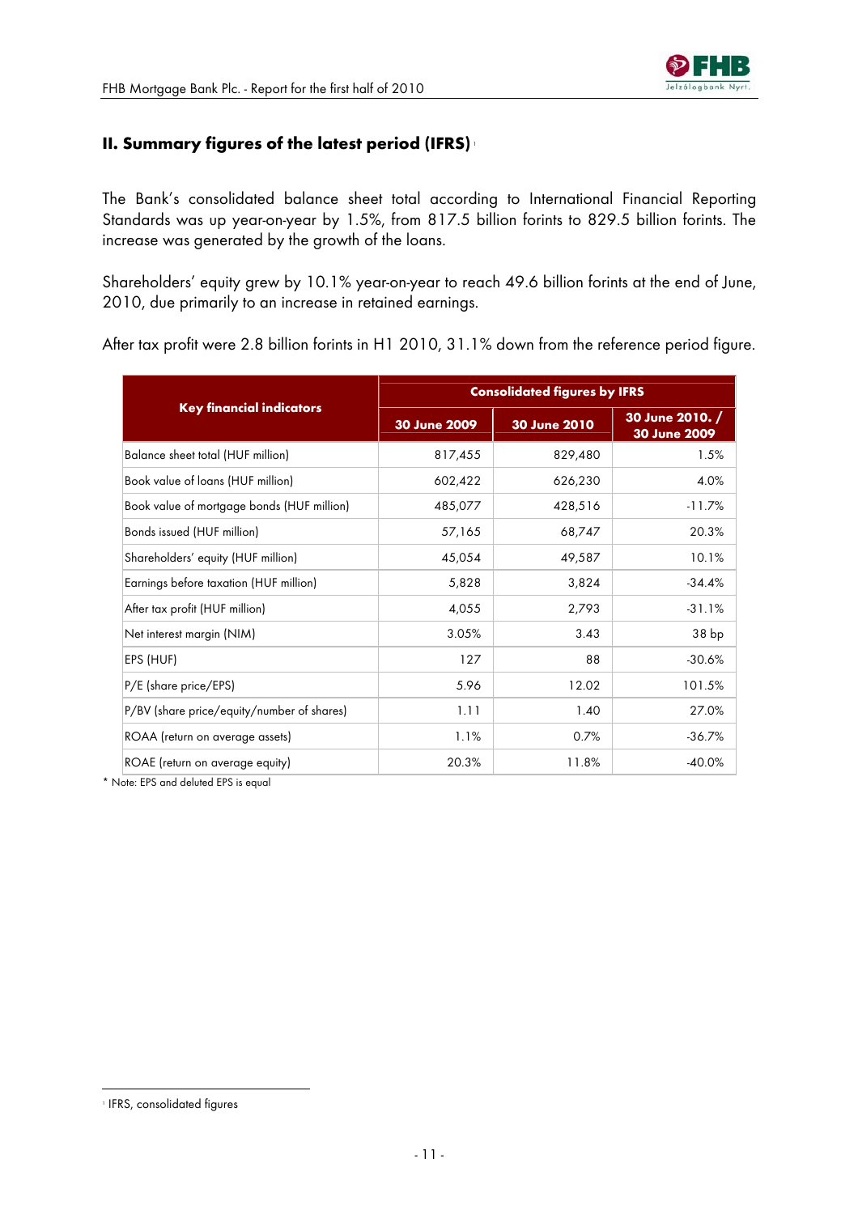## II. Summary figures of the latest period (IFRS) [1]

The Bank's consolidated balance sheet total according to International Financial Reporting Standards was up year-on-year by 1.5%, from 817.5 billion forints to 829.5 billion forints. The increase was generated by the growth of the loans.

Shareholders' equity grew by 10.1% year-on-year to reach 49.6 billion forints at the end of June, 2010, due primarily to an increase in retained earnings.

After tax profit were 2.8 billion forints in H1 2010, 31.1% down from the reference period figure.

| Key financial indicators | Consolidated figures by IFRS | | |
|---|---|---|---|
| | 30 June 2009 | 30 June 2010 | 30 June 2010. / 30 June 2009 |
| Balance sheet total (HUF million) | 817,455 | 829,480 | 1.5% |
| Book value of loans (HUF million) | 602,422 | 626,230 | 4.0% |
| Book value of mortgage bonds (HUF million) | 485,077 | 428,516 | -11.7% |
| Bonds issued (HUF million) | 57,165 | 68,747 | 20.3% |
| Shareholders' equity (HUF million) | 45,054 | 49,587 | 10.1% |
| Earnings before taxation (HUF million) | 5,828 | 3,824 | -34.4% |
| After tax profit (HUF million) | 4,055 | 2,793 | -31.1% |
| Net interest margin (NIM) | 3.05% | 3.43 | 38 bp |
| EPS (HUF) | 127 | 88 | -30.6% |
| P/E (share price/EPS) | 5.96 | 12.02 | 101.5% |
| P/BV (share price/equity/number of shares) | 1.11 | 1.40 | 27.0% |
| ROAA (return on average assets) | 1.1% | 0.7% | -36.7% |
| ROAE (return on average equity) | 20.3% | 11.8% | -40.0% |

* Note: EPS and deluted EPS is equal

[1] IFRS, consolidated figures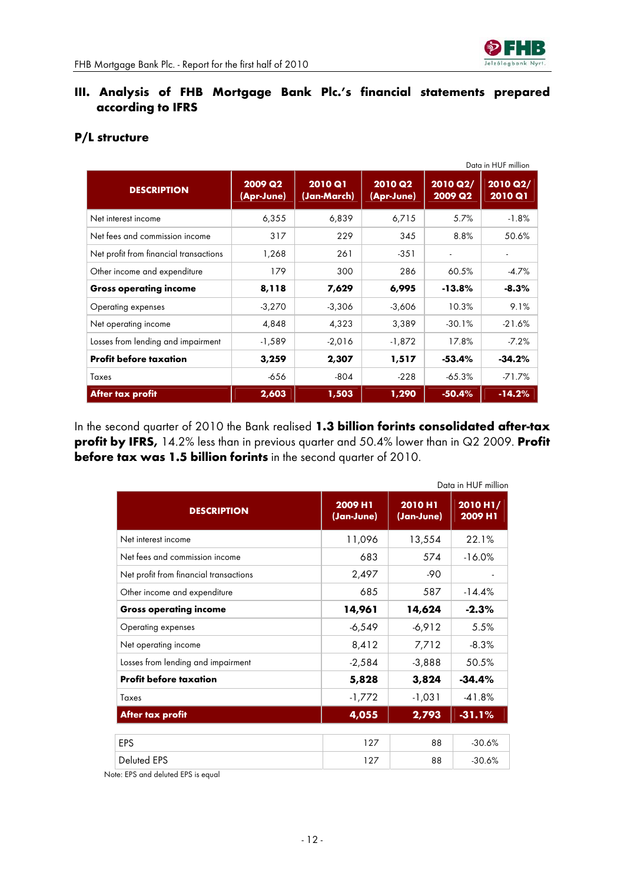## III. Analysis of FHB Mortgage Bank Plc.'s financial statements prepared according to IFRS

### P/L structure

Data in HUF million

| DESCRIPTION | 2009 Q2 (Apr-June) | 2010 Q1 (Jan-March) | 2010 Q2 (Apr-June) | 2010 Q2/ 2009 Q2 | 2010 Q2/ 2010 Q1 |
|---|---|---|---|---|---|
| Net interest income | 6,355 | 6,839 | 6,715 | 5.7% | -1.8% |
| Net fees and commission income | 317 | 229 | 345 | 8.8% | 50.6% |
| Net profit from financial transactions | 1,268 | 261 | -351 | - | - |
| Other income and expenditure | 179 | 300 | 286 | 60.5% | -4.7% |
| **Gross operating income** | **8,118** | **7,629** | **6,995** | **-13.8%** | **-8.3%** |
| Operating expenses | -3,270 | -3,306 | -3,606 | 10.3% | 9.1% |
| Net operating income | 4,848 | 4,323 | 3,389 | -30.1% | -21.6% |
| Losses from lending and impairment | -1,589 | -2,016 | -1,872 | 17.8% | -7.2% |
| **Profit before taxation** | **3,259** | **2,307** | **1,517** | **-53.4%** | **-34.2%** |
| Taxes | -656 | -804 | -228 | -65.3% | -71.7% |
| **After tax profit** | **2,603** | **1,503** | **1,290** | **-50.4%** | **-14.2%** |

In the second quarter of 2010 the Bank realised **1.3 billion forints consolidated after-tax profit by IFRS,** 14.2% less than in previous quarter and 50.4% lower than in Q2 2009. **Profit before tax was 1.5 billion forints** in the second quarter of 2010.

Data in HUF million

| DESCRIPTION | 2009 H1 (Jan-June) | 2010 H1 (Jan-June) | 2010 H1/ 2009 H1 |
|---|---|---|---|
| Net interest income | 11,096 | 13,554 | 22.1% |
| Net fees and commission income | 683 | 574 | -16.0% |
| Net profit from financial transactions | 2,497 | -90 | - |
| Other income and expenditure | 685 | 587 | -14.4% |
| **Gross operating income** | **14,961** | **14,624** | **-2.3%** |
| Operating expenses | -6,549 | -6,912 | 5.5% |
| Net operating income | 8,412 | 7,712 | -8.3% |
| Losses from lending and impairment | -2,584 | -3,888 | 50.5% |
| **Profit before taxation** | **5,828** | **3,824** | **-34.4%** |
| Taxes | -1,772 | -1,031 | -41.8% |
| **After tax profit** | **4,055** | **2,793** | **-31.1%** |
| EPS | 127 | 88 | -30.6% |
| Deluted EPS | 127 | 88 | -30.6% |

Note: EPS and deluted EPS is equal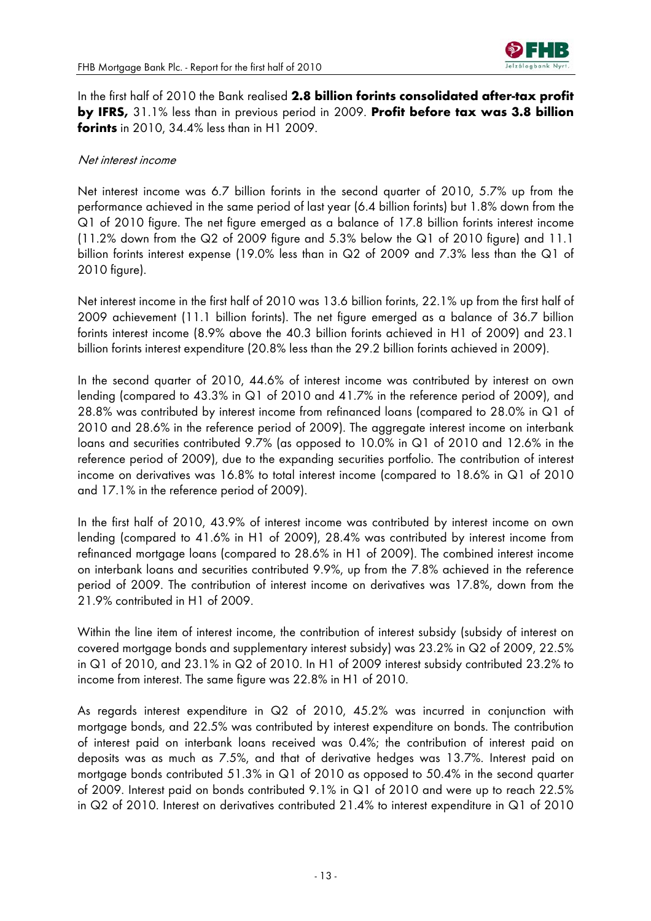In the first half of 2010 the Bank realised **2.8 billion forints consolidated after-tax profit by IFRS,** 31.1% less than in previous period in 2009. **Profit before tax was 3.8 billion forints** in 2010, 34.4% less than in H1 2009.

*Net interest income*

Net interest income was 6.7 billion forints in the second quarter of 2010, 5.7% up from the performance achieved in the same period of last year (6.4 billion forints) but 1.8% down from the Q1 of 2010 figure. The net figure emerged as a balance of 17.8 billion forints interest income (11.2% down from the Q2 of 2009 figure and 5.3% below the Q1 of 2010 figure) and 11.1 billion forints interest expense (19.0% less than in Q2 of 2009 and 7.3% less than the Q1 of 2010 figure).

Net interest income in the first half of 2010 was 13.6 billion forints, 22.1% up from the first half of 2009 achievement (11.1 billion forints). The net figure emerged as a balance of 36.7 billion forints interest income (8.9% above the 40.3 billion forints achieved in H1 of 2009) and 23.1 billion forints interest expenditure (20.8% less than the 29.2 billion forints achieved in 2009).

In the second quarter of 2010, 44.6% of interest income was contributed by interest on own lending (compared to 43.3% in Q1 of 2010 and 41.7% in the reference period of 2009), and 28.8% was contributed by interest income from refinanced loans (compared to 28.0% in Q1 of 2010 and 28.6% in the reference period of 2009). The aggregate interest income on interbank loans and securities contributed 9.7% (as opposed to 10.0% in Q1 of 2010 and 12.6% in the reference period of 2009), due to the expanding securities portfolio. The contribution of interest income on derivatives was 16.8% to total interest income (compared to 18.6% in Q1 of 2010 and 17.1% in the reference period of 2009).

In the first half of 2010, 43.9% of interest income was contributed by interest income on own lending (compared to 41.6% in H1 of 2009), 28.4% was contributed by interest income from refinanced mortgage loans (compared to 28.6% in H1 of 2009). The combined interest income on interbank loans and securities contributed 9.9%, up from the 7.8% achieved in the reference period of 2009. The contribution of interest income on derivatives was 17.8%, down from the 21.9% contributed in H1 of 2009.

Within the line item of interest income, the contribution of interest subsidy (subsidy of interest on covered mortgage bonds and supplementary interest subsidy) was 23.2% in Q2 of 2009, 22.5% in Q1 of 2010, and 23.1% in Q2 of 2010. In H1 of 2009 interest subsidy contributed 23.2% to income from interest. The same figure was 22.8% in H1 of 2010.

As regards interest expenditure in Q2 of 2010, 45.2% was incurred in conjunction with mortgage bonds, and 22.5% was contributed by interest expenditure on bonds. The contribution of interest paid on interbank loans received was 0.4%; the contribution of interest paid on deposits was as much as 7.5%, and that of derivative hedges was 13.7%. Interest paid on mortgage bonds contributed 51.3% in Q1 of 2010 as opposed to 50.4% in the second quarter of 2009. Interest paid on bonds contributed 9.1% in Q1 of 2010 and were up to reach 22.5% in Q2 of 2010. Interest on derivatives contributed 21.4% to interest expenditure in Q1 of 2010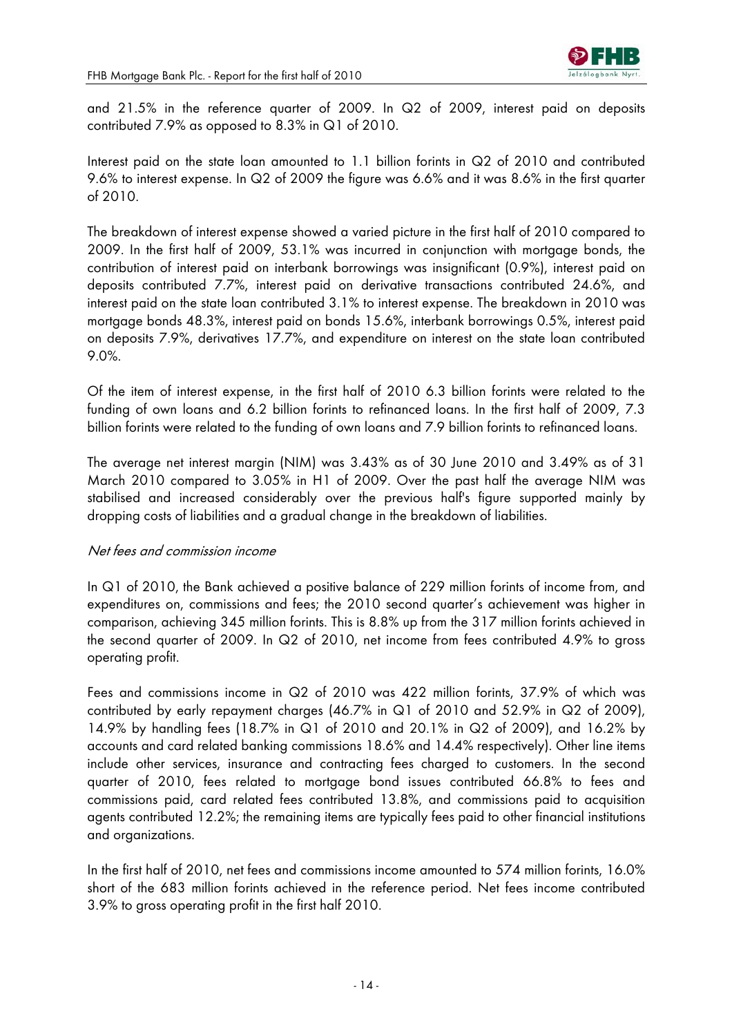and 21.5% in the reference quarter of 2009. In Q2 of 2009, interest paid on deposits contributed 7.9% as opposed to 8.3% in Q1 of 2010.

Interest paid on the state loan amounted to 1.1 billion forints in Q2 of 2010 and contributed 9.6% to interest expense. In Q2 of 2009 the figure was 6.6% and it was 8.6% in the first quarter of 2010.

The breakdown of interest expense showed a varied picture in the first half of 2010 compared to 2009. In the first half of 2009, 53.1% was incurred in conjunction with mortgage bonds, the contribution of interest paid on interbank borrowings was insignificant (0.9%), interest paid on deposits contributed 7.7%, interest paid on derivative transactions contributed 24.6%, and interest paid on the state loan contributed 3.1% to interest expense. The breakdown in 2010 was mortgage bonds 48.3%, interest paid on bonds 15.6%, interbank borrowings 0.5%, interest paid on deposits 7.9%, derivatives 17.7%, and expenditure on interest on the state loan contributed 9.0%.

Of the item of interest expense, in the first half of 2010 6.3 billion forints were related to the funding of own loans and 6.2 billion forints to refinanced loans. In the first half of 2009, 7.3 billion forints were related to the funding of own loans and 7.9 billion forints to refinanced loans.

The average net interest margin (NIM) was 3.43% as of 30 June 2010 and 3.49% as of 31 March 2010 compared to 3.05% in H1 of 2009. Over the past half the average NIM was stabilised and increased considerably over the previous half's figure supported mainly by dropping costs of liabilities and a gradual change in the breakdown of liabilities.

*Net fees and commission income*

In Q1 of 2010, the Bank achieved a positive balance of 229 million forints of income from, and expenditures on, commissions and fees; the 2010 second quarter's achievement was higher in comparison, achieving 345 million forints. This is 8.8% up from the 317 million forints achieved in the second quarter of 2009. In Q2 of 2010, net income from fees contributed 4.9% to gross operating profit.

Fees and commissions income in Q2 of 2010 was 422 million forints, 37.9% of which was contributed by early repayment charges (46.7% in Q1 of 2010 and 52.9% in Q2 of 2009), 14.9% by handling fees (18.7% in Q1 of 2010 and 20.1% in Q2 of 2009), and 16.2% by accounts and card related banking commissions 18.6% and 14.4% respectively). Other line items include other services, insurance and contracting fees charged to customers. In the second quarter of 2010, fees related to mortgage bond issues contributed 66.8% to fees and commissions paid, card related fees contributed 13.8%, and commissions paid to acquisition agents contributed 12.2%; the remaining items are typically fees paid to other financial institutions and organizations.

In the first half of 2010, net fees and commissions income amounted to 574 million forints, 16.0% short of the 683 million forints achieved in the reference period. Net fees income contributed 3.9% to gross operating profit in the first half 2010.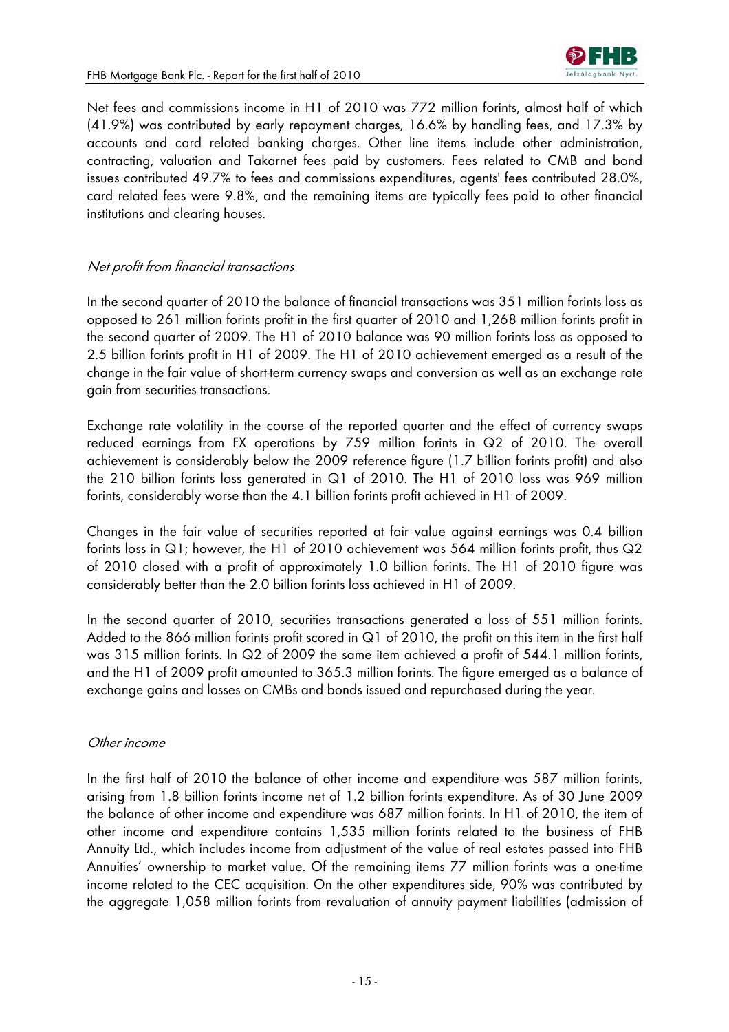Net fees and commissions income in H1 of 2010 was 772 million forints, almost half of which (41.9%) was contributed by early repayment charges, 16.6% by handling fees, and 17.3% by accounts and card related banking charges. Other line items include other administration, contracting, valuation and Takarnet fees paid by customers. Fees related to CMB and bond issues contributed 49.7% to fees and commissions expenditures, agents' fees contributed 28.0%, card related fees were 9.8%, and the remaining items are typically fees paid to other financial institutions and clearing houses.

*Net profit from financial transactions*

In the second quarter of 2010 the balance of financial transactions was 351 million forints loss as opposed to 261 million forints profit in the first quarter of 2010 and 1,268 million forints profit in the second quarter of 2009. The H1 of 2010 balance was 90 million forints loss as opposed to 2.5 billion forints profit in H1 of 2009. The H1 of 2010 achievement emerged as a result of the change in the fair value of short-term currency swaps and conversion as well as an exchange rate gain from securities transactions.

Exchange rate volatility in the course of the reported quarter and the effect of currency swaps reduced earnings from FX operations by 759 million forints in Q2 of 2010. The overall achievement is considerably below the 2009 reference figure (1.7 billion forints profit) and also the 210 billion forints loss generated in Q1 of 2010. The H1 of 2010 loss was 969 million forints, considerably worse than the 4.1 billion forints profit achieved in H1 of 2009.

Changes in the fair value of securities reported at fair value against earnings was 0.4 billion forints loss in Q1; however, the H1 of 2010 achievement was 564 million forints profit, thus Q2 of 2010 closed with a profit of approximately 1.0 billion forints. The H1 of 2010 figure was considerably better than the 2.0 billion forints loss achieved in H1 of 2009.

In the second quarter of 2010, securities transactions generated a loss of 551 million forints. Added to the 866 million forints profit scored in Q1 of 2010, the profit on this item in the first half was 315 million forints. In Q2 of 2009 the same item achieved a profit of 544.1 million forints, and the H1 of 2009 profit amounted to 365.3 million forints. The figure emerged as a balance of exchange gains and losses on CMBs and bonds issued and repurchased during the year.

*Other income*

In the first half of 2010 the balance of other income and expenditure was 587 million forints, arising from 1.8 billion forints income net of 1.2 billion forints expenditure. As of 30 June 2009 the balance of other income and expenditure was 687 million forints. In H1 of 2010, the item of other income and expenditure contains 1,535 million forints related to the business of FHB Annuity Ltd., which includes income from adjustment of the value of real estates passed into FHB Annuities' ownership to market value. Of the remaining items 77 million forints was a one-time income related to the CEC acquisition. On the other expenditures side, 90% was contributed by the aggregate 1,058 million forints from revaluation of annuity payment liabilities (admission of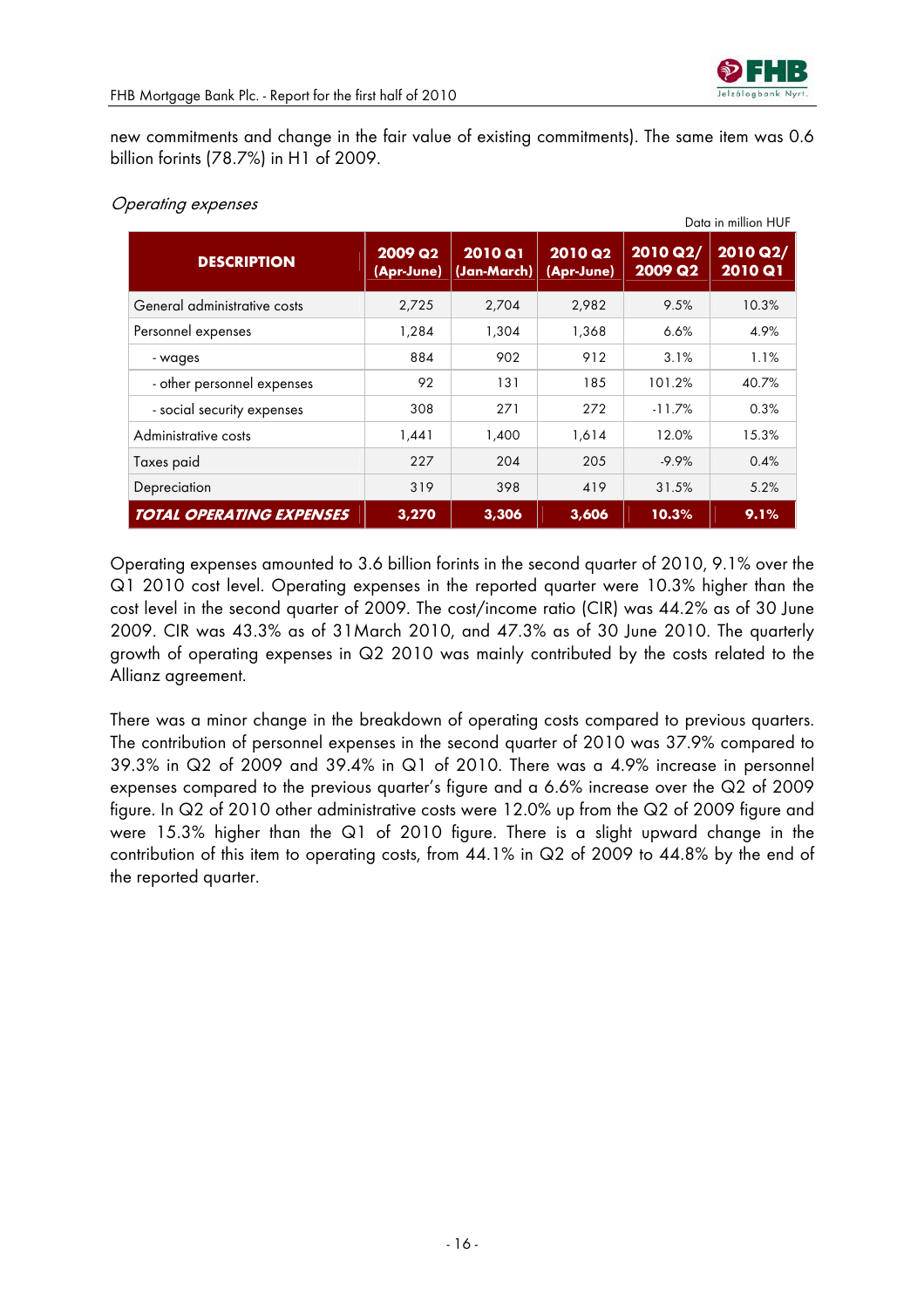new commitments and change in the fair value of existing commitments). The same item was 0.6 billion forints (78.7%) in H1 of 2009.

*Operating expenses*

Data in million HUF

| DESCRIPTION | 2009 Q2 (Apr-June) | 2010 Q1 (Jan-March) | 2010 Q2 (Apr-June) | 2010 Q2/ 2009 Q2 | 2010 Q2/ 2010 Q1 |
|---|---|---|---|---|---|
| General administrative costs | 2,725 | 2,704 | 2,982 | 9.5% | 10.3% |
| Personnel expenses | 1,284 | 1,304 | 1,368 | 6.6% | 4.9% |
| - wages | 884 | 902 | 912 | 3.1% | 1.1% |
| - other personnel expenses | 92 | 131 | 185 | 101.2% | 40.7% |
| - social security expenses | 308 | 271 | 272 | -11.7% | 0.3% |
| Administrative costs | 1,441 | 1,400 | 1,614 | 12.0% | 15.3% |
| Taxes paid | 227 | 204 | 205 | -9.9% | 0.4% |
| Depreciation | 319 | 398 | 419 | 31.5% | 5.2% |
| ***TOTAL OPERATING EXPENSES*** | **3,270** | **3,306** | **3,606** | **10.3%** | **9.1%** |

Operating expenses amounted to 3.6 billion forints in the second quarter of 2010, 9.1% over the Q1 2010 cost level. Operating expenses in the reported quarter were 10.3% higher than the cost level in the second quarter of 2009. The cost/income ratio (CIR) was 44.2% as of 30 June 2009. CIR was 43.3% as of 31March 2010, and 47.3% as of 30 June 2010. The quarterly growth of operating expenses in Q2 2010 was mainly contributed by the costs related to the Allianz agreement.

There was a minor change in the breakdown of operating costs compared to previous quarters. The contribution of personnel expenses in the second quarter of 2010 was 37.9% compared to 39.3% in Q2 of 2009 and 39.4% in Q1 of 2010. There was a 4.9% increase in personnel expenses compared to the previous quarter's figure and a 6.6% increase over the Q2 of 2009 figure. In Q2 of 2010 other administrative costs were 12.0% up from the Q2 of 2009 figure and were 15.3% higher than the Q1 of 2010 figure. There is a slight upward change in the contribution of this item to operating costs, from 44.1% in Q2 of 2009 to 44.8% by the end of the reported quarter.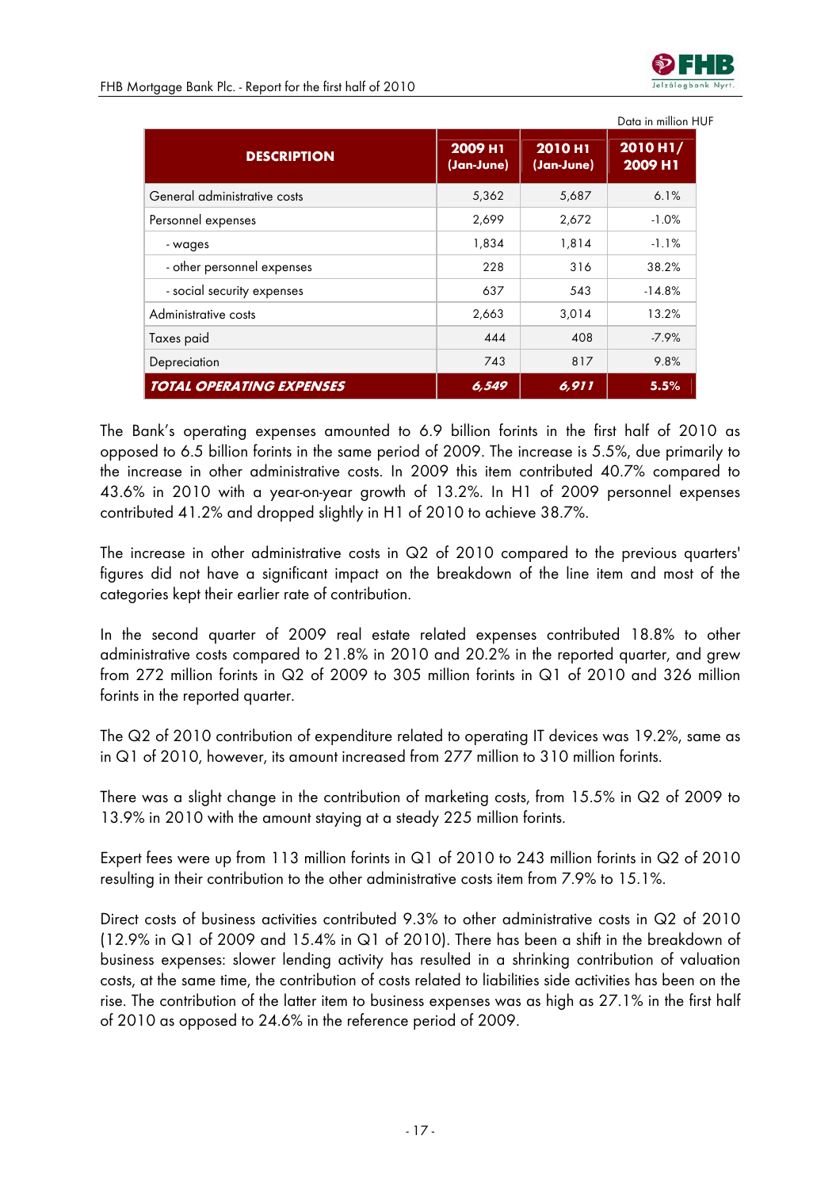Data in million HUF

| DESCRIPTION | 2009 H1 (Jan-June) | 2010 H1 (Jan-June) | 2010 H1/ 2009 H1 |
|---|---|---|---|
| General administrative costs | 5,362 | 5,687 | 6.1% |
| Personnel expenses | 2,699 | 2,672 | -1.0% |
| - wages | 1,834 | 1,814 | -1.1% |
| - other personnel expenses | 228 | 316 | 38.2% |
| - social security expenses | 637 | 543 | -14.8% |
| Administrative costs | 2,663 | 3,014 | 13.2% |
| Taxes paid | 444 | 408 | -7.9% |
| Depreciation | 743 | 817 | 9.8% |
| ***TOTAL OPERATING EXPENSES*** | ***6,549*** | ***6,911*** | **5.5%** |

The Bank's operating expenses amounted to 6.9 billion forints in the first half of 2010 as opposed to 6.5 billion forints in the same period of 2009. The increase is 5.5%, due primarily to the increase in other administrative costs. In 2009 this item contributed 40.7% compared to 43.6% in 2010 with a year-on-year growth of 13.2%. In H1 of 2009 personnel expenses contributed 41.2% and dropped slightly in H1 of 2010 to achieve 38.7%.

The increase in other administrative costs in Q2 of 2010 compared to the previous quarters' figures did not have a significant impact on the breakdown of the line item and most of the categories kept their earlier rate of contribution.

In the second quarter of 2009 real estate related expenses contributed 18.8% to other administrative costs compared to 21.8% in 2010 and 20.2% in the reported quarter, and grew from 272 million forints in Q2 of 2009 to 305 million forints in Q1 of 2010 and 326 million forints in the reported quarter.

The Q2 of 2010 contribution of expenditure related to operating IT devices was 19.2%, same as in Q1 of 2010, however, its amount increased from 277 million to 310 million forints.

There was a slight change in the contribution of marketing costs, from 15.5% in Q2 of 2009 to 13.9% in 2010 with the amount staying at a steady 225 million forints.

Expert fees were up from 113 million forints in Q1 of 2010 to 243 million forints in Q2 of 2010 resulting in their contribution to the other administrative costs item from 7.9% to 15.1%.

Direct costs of business activities contributed 9.3% to other administrative costs in Q2 of 2010 (12.9% in Q1 of 2009 and 15.4% in Q1 of 2010). There has been a shift in the breakdown of business expenses: slower lending activity has resulted in a shrinking contribution of valuation costs, at the same time, the contribution of costs related to liabilities side activities has been on the rise. The contribution of the latter item to business expenses was as high as 27.1% in the first half of 2010 as opposed to 24.6% in the reference period of 2009.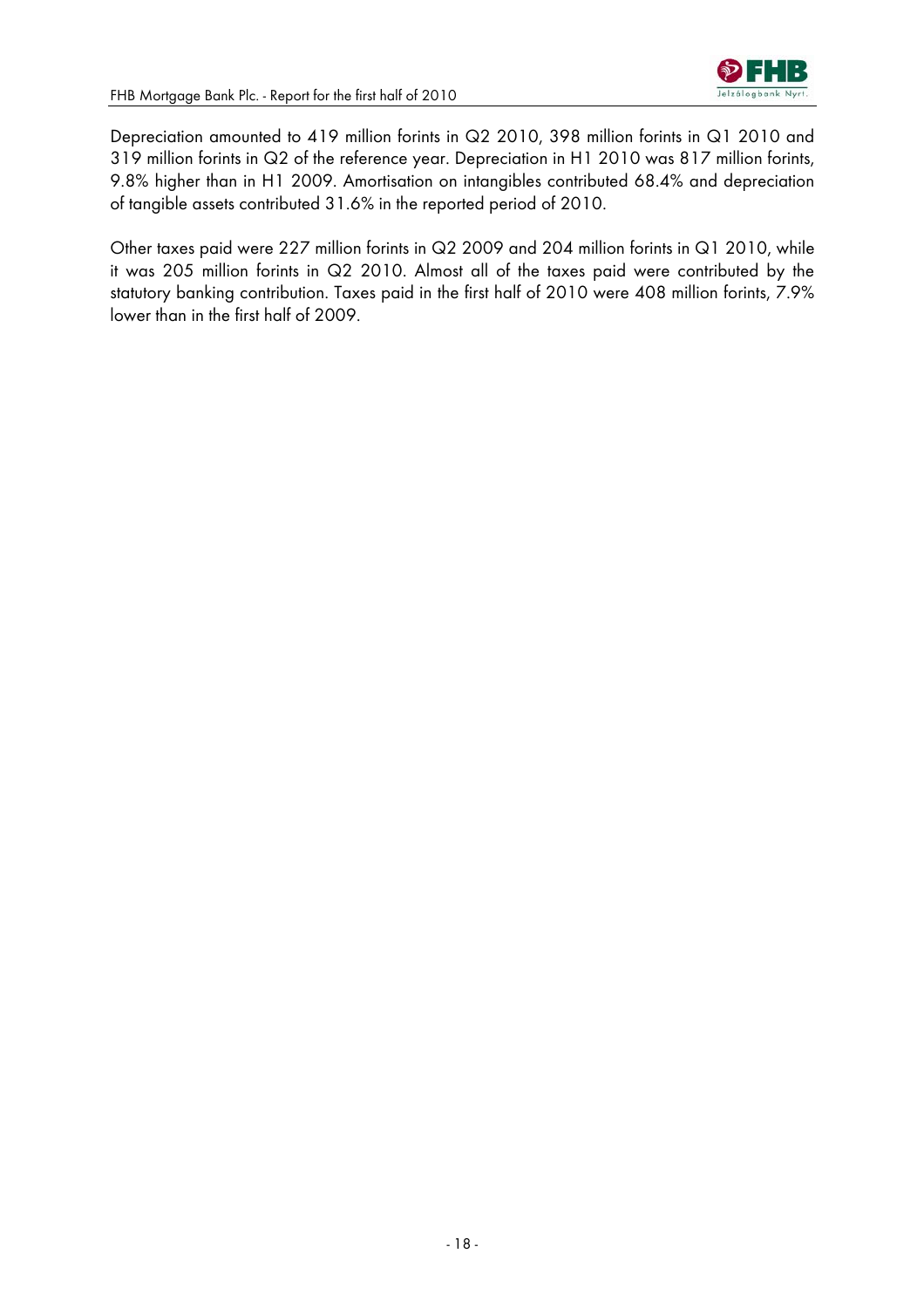Depreciation amounted to 419 million forints in Q2 2010, 398 million forints in Q1 2010 and 319 million forints in Q2 of the reference year. Depreciation in H1 2010 was 817 million forints, 9.8% higher than in H1 2009. Amortisation on intangibles contributed 68.4% and depreciation of tangible assets contributed 31.6% in the reported period of 2010.

Other taxes paid were 227 million forints in Q2 2009 and 204 million forints in Q1 2010, while it was 205 million forints in Q2 2010. Almost all of the taxes paid were contributed by the statutory banking contribution. Taxes paid in the first half of 2010 were 408 million forints, 7.9% lower than in the first half of 2009.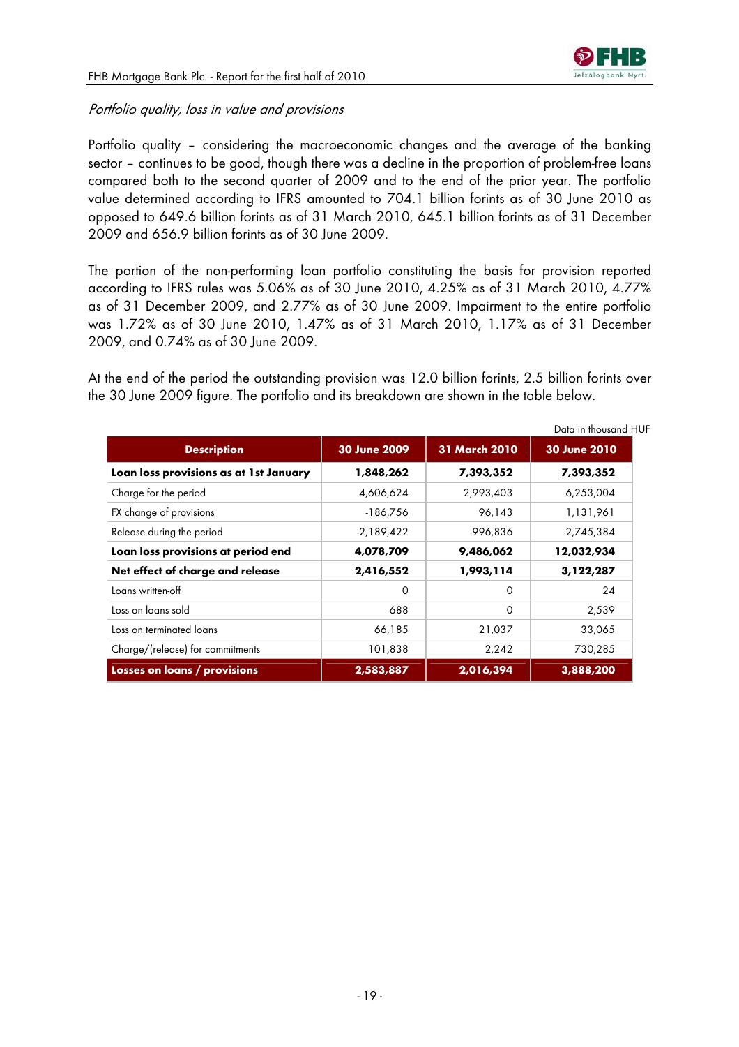*Portfolio quality, loss in value and provisions*

Portfolio quality – considering the macroeconomic changes and the average of the banking sector – continues to be good, though there was a decline in the proportion of problem-free loans compared both to the second quarter of 2009 and to the end of the prior year. The portfolio value determined according to IFRS amounted to 704.1 billion forints as of 30 June 2010 as opposed to 649.6 billion forints as of 31 March 2010, 645.1 billion forints as of 31 December 2009 and 656.9 billion forints as of 30 June 2009.

The portion of the non-performing loan portfolio constituting the basis for provision reported according to IFRS rules was 5.06% as of 30 June 2010, 4.25% as of 31 March 2010, 4.77% as of 31 December 2009, and 2.77% as of 30 June 2009. Impairment to the entire portfolio was 1.72% as of 30 June 2010, 1.47% as of 31 March 2010, 1.17% as of 31 December 2009, and 0.74% as of 30 June 2009.

At the end of the period the outstanding provision was 12.0 billion forints, 2.5 billion forints over the 30 June 2009 figure. The portfolio and its breakdown are shown in the table below.

Data in thousand HUF

| Description | 30 June 2009 | 31 March 2010 | 30 June 2010 |
|---|---|---|---|
| **Loan loss provisions as at 1st January** | **1,848,262** | **7,393,352** | **7,393,352** |
| Charge for the period | 4,606,624 | 2,993,403 | 6,253,004 |
| FX change of provisions | -186,756 | 96,143 | 1,131,961 |
| Release during the period | -2,189,422 | -996,836 | -2,745,384 |
| **Loan loss provisions at period end** | **4,078,709** | **9,486,062** | **12,032,934** |
| **Net effect of charge and release** | **2,416,552** | **1,993,114** | **3,122,287** |
| Loans written-off | 0 | 0 | 24 |
| Loss on loans sold | -688 | 0 | 2,539 |
| Loss on terminated loans | 66,185 | 21,037 | 33,065 |
| Charge/(release) for commitments | 101,838 | 2,242 | 730,285 |
| **Losses on loans / provisions** | **2,583,887** | **2,016,394** | **3,888,200** |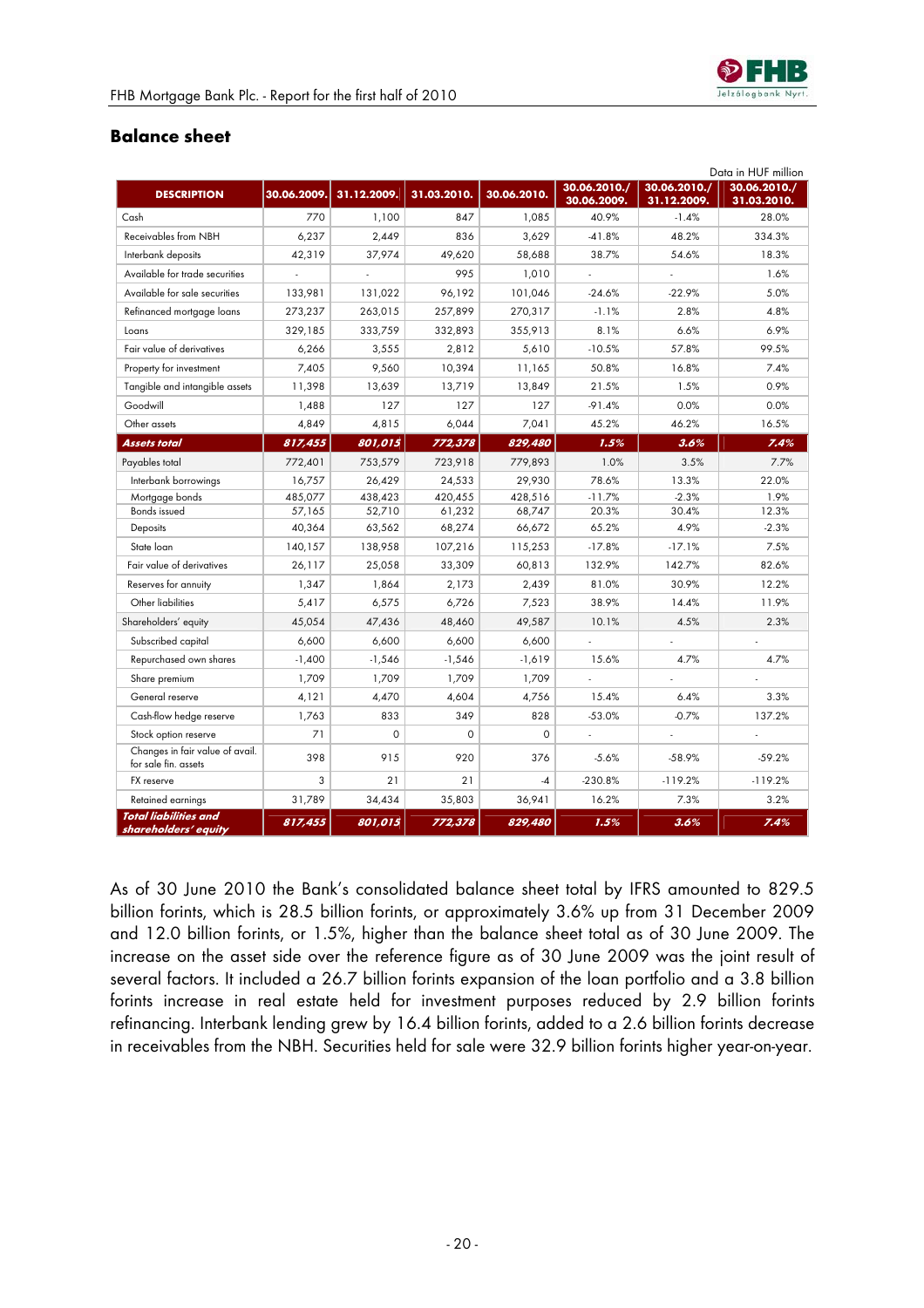## Balance sheet

Data in HUF million

| DESCRIPTION | 30.06.2009. | 31.12.2009. | 31.03.2010. | 30.06.2010. | 30.06.2010./ 30.06.2009. | 30.06.2010./ 31.12.2009. | 30.06.2010./ 31.03.2010. |
|---|---|---|---|---|---|---|---|
| Cash | 770 | 1,100 | 847 | 1,085 | 40.9% | -1.4% | 28.0% |
| Receivables from NBH | 6,237 | 2,449 | 836 | 3,629 | -41.8% | 48.2% | 334.3% |
| Interbank deposits | 42,319 | 37,974 | 49,620 | 58,688 | 38.7% | 54.6% | 18.3% |
| Available for trade securities | - | - | 995 | 1,010 | - | - | 1.6% |
| Available for sale securities | 133,981 | 131,022 | 96,192 | 101,046 | -24.6% | -22.9% | 5.0% |
| Refinanced mortgage loans | 273,237 | 263,015 | 257,899 | 270,317 | -1.1% | 2.8% | 4.8% |
| Loans | 329,185 | 333,759 | 332,893 | 355,913 | 8.1% | 6.6% | 6.9% |
| Fair value of derivatives | 6,266 | 3,555 | 2,812 | 5,610 | -10.5% | 57.8% | 99.5% |
| Property for investment | 7,405 | 9,560 | 10,394 | 11,165 | 50.8% | 16.8% | 7.4% |
| Tangible and intangible assets | 11,398 | 13,639 | 13,719 | 13,849 | 21.5% | 1.5% | 0.9% |
| Goodwill | 1,488 | 127 | 127 | 127 | -91.4% | 0.0% | 0.0% |
| Other assets | 4,849 | 4,815 | 6,044 | 7,041 | 45.2% | 46.2% | 16.5% |
| ***Assets total*** | ***817,455*** | ***801,015*** | ***772,378*** | ***829,480*** | ***1.5%*** | ***3.6%*** | ***7.4%*** |
| Payables total | 772,401 | 753,579 | 723,918 | 779,893 | 1.0% | 3.5% | 7.7% |
| Interbank borrowings | 16,757 | 26,429 | 24,533 | 29,930 | 78.6% | 13.3% | 22.0% |
| Mortgage bonds | 485,077 | 438,423 | 420,455 | 428,516 | -11.7% | -2.3% | 1.9% |
| Bonds issued | 57,165 | 52,710 | 61,232 | 68,747 | 20.3% | 30.4% | 12.3% |
| Deposits | 40,364 | 63,562 | 68,274 | 66,672 | 65.2% | 4.9% | -2.3% |
| State loan | 140,157 | 138,958 | 107,216 | 115,253 | -17.8% | -17.1% | 7.5% |
| Fair value of derivatives | 26,117 | 25,058 | 33,309 | 60,813 | 132.9% | 142.7% | 82.6% |
| Reserves for annuity | 1,347 | 1,864 | 2,173 | 2,439 | 81.0% | 30.9% | 12.2% |
| Other liabilities | 5,417 | 6,575 | 6,726 | 7,523 | 38.9% | 14.4% | 11.9% |
| Shareholders' equity | 45,054 | 47,436 | 48,460 | 49,587 | 10.1% | 4.5% | 2.3% |
| Subscribed capital | 6,600 | 6,600 | 6,600 | 6,600 | - | - | - |
| Repurchased own shares | -1,400 | -1,546 | -1,546 | -1,619 | 15.6% | 4.7% | 4.7% |
| Share premium | 1,709 | 1,709 | 1,709 | 1,709 | - | - | - |
| General reserve | 4,121 | 4,470 | 4,604 | 4,756 | 15.4% | 6.4% | 3.3% |
| Cash-flow hedge reserve | 1,763 | 833 | 349 | 828 | -53.0% | -0.7% | 137.2% |
| Stock option reserve | 71 | 0 | 0 | 0 | - | - | - |
| Changes in fair value of avail. for sale fin. assets | 398 | 915 | 920 | 376 | -5.6% | -58.9% | -59.2% |
| FX reserve | 3 | 21 | 21 | -4 | -230.8% | -119.2% | -119.2% |
| Retained earnings | 31,789 | 34,434 | 35,803 | 36,941 | 16.2% | 7.3% | 3.2% |
| ***Total liabilities and shareholders' equity*** | ***817,455*** | ***801,015*** | ***772,378*** | ***829,480*** | ***1.5%*** | ***3.6%*** | ***7.4%*** |

As of 30 June 2010 the Bank's consolidated balance sheet total by IFRS amounted to 829.5 billion forints, which is 28.5 billion forints, or approximately 3.6% up from 31 December 2009 and 12.0 billion forints, or 1.5%, higher than the balance sheet total as of 30 June 2009. The increase on the asset side over the reference figure as of 30 June 2009 was the joint result of several factors. It included a 26.7 billion forints expansion of the loan portfolio and a 3.8 billion forints increase in real estate held for investment purposes reduced by 2.9 billion forints refinancing. Interbank lending grew by 16.4 billion forints, added to a 2.6 billion forints decrease in receivables from the NBH. Securities held for sale were 32.9 billion forints higher year-on-year.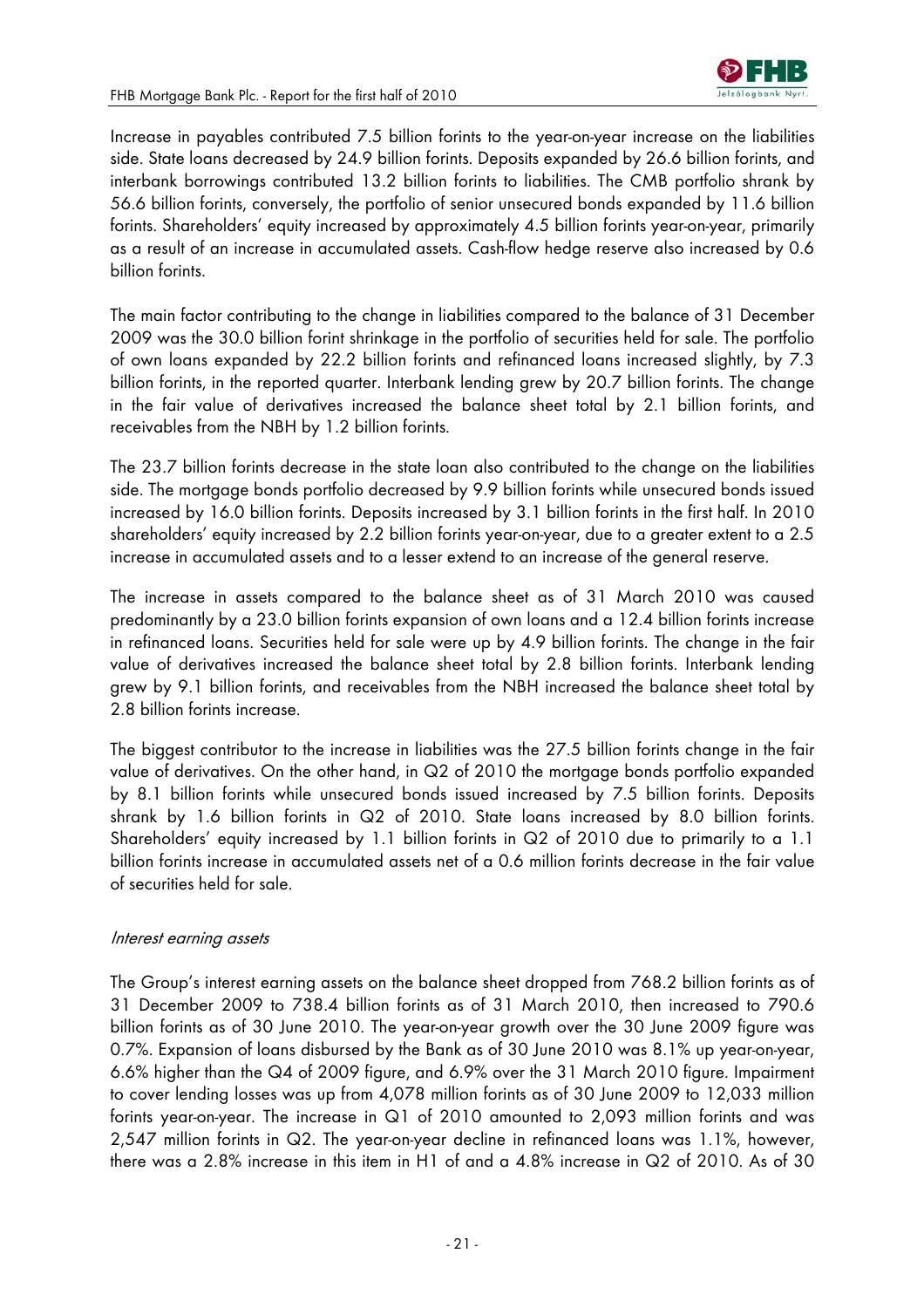Increase in payables contributed 7.5 billion forints to the year-on-year increase on the liabilities side. State loans decreased by 24.9 billion forints. Deposits expanded by 26.6 billion forints, and interbank borrowings contributed 13.2 billion forints to liabilities. The CMB portfolio shrank by 56.6 billion forints, conversely, the portfolio of senior unsecured bonds expanded by 11.6 billion forints. Shareholders' equity increased by approximately 4.5 billion forints year-on-year, primarily as a result of an increase in accumulated assets. Cash-flow hedge reserve also increased by 0.6 billion forints.

The main factor contributing to the change in liabilities compared to the balance of 31 December 2009 was the 30.0 billion forint shrinkage in the portfolio of securities held for sale. The portfolio of own loans expanded by 22.2 billion forints and refinanced loans increased slightly, by 7.3 billion forints, in the reported quarter. Interbank lending grew by 20.7 billion forints. The change in the fair value of derivatives increased the balance sheet total by 2.1 billion forints, and receivables from the NBH by 1.2 billion forints.

The 23.7 billion forints decrease in the state loan also contributed to the change on the liabilities side. The mortgage bonds portfolio decreased by 9.9 billion forints while unsecured bonds issued increased by 16.0 billion forints. Deposits increased by 3.1 billion forints in the first half. In 2010 shareholders' equity increased by 2.2 billion forints year-on-year, due to a greater extent to a 2.5 increase in accumulated assets and to a lesser extend to an increase of the general reserve.

The increase in assets compared to the balance sheet as of 31 March 2010 was caused predominantly by a 23.0 billion forints expansion of own loans and a 12.4 billion forints increase in refinanced loans. Securities held for sale were up by 4.9 billion forints. The change in the fair value of derivatives increased the balance sheet total by 2.8 billion forints. Interbank lending grew by 9.1 billion forints, and receivables from the NBH increased the balance sheet total by 2.8 billion forints increase.

The biggest contributor to the increase in liabilities was the 27.5 billion forints change in the fair value of derivatives. On the other hand, in Q2 of 2010 the mortgage bonds portfolio expanded by 8.1 billion forints while unsecured bonds issued increased by 7.5 billion forints. Deposits shrank by 1.6 billion forints in Q2 of 2010. State loans increased by 8.0 billion forints. Shareholders' equity increased by 1.1 billion forints in Q2 of 2010 due to primarily to a 1.1 billion forints increase in accumulated assets net of a 0.6 million forints decrease in the fair value of securities held for sale.

*Interest earning assets*

The Group's interest earning assets on the balance sheet dropped from 768.2 billion forints as of 31 December 2009 to 738.4 billion forints as of 31 March 2010, then increased to 790.6 billion forints as of 30 June 2010. The year-on-year growth over the 30 June 2009 figure was 0.7%. Expansion of loans disbursed by the Bank as of 30 June 2010 was 8.1% up year-on-year, 6.6% higher than the Q4 of 2009 figure, and 6.9% over the 31 March 2010 figure. Impairment to cover lending losses was up from 4,078 million forints as of 30 June 2009 to 12,033 million forints year-on-year. The increase in Q1 of 2010 amounted to 2,093 million forints and was 2,547 million forints in Q2. The year-on-year decline in refinanced loans was 1.1%, however, there was a 2.8% increase in this item in H1 of and a 4.8% increase in Q2 of 2010. As of 30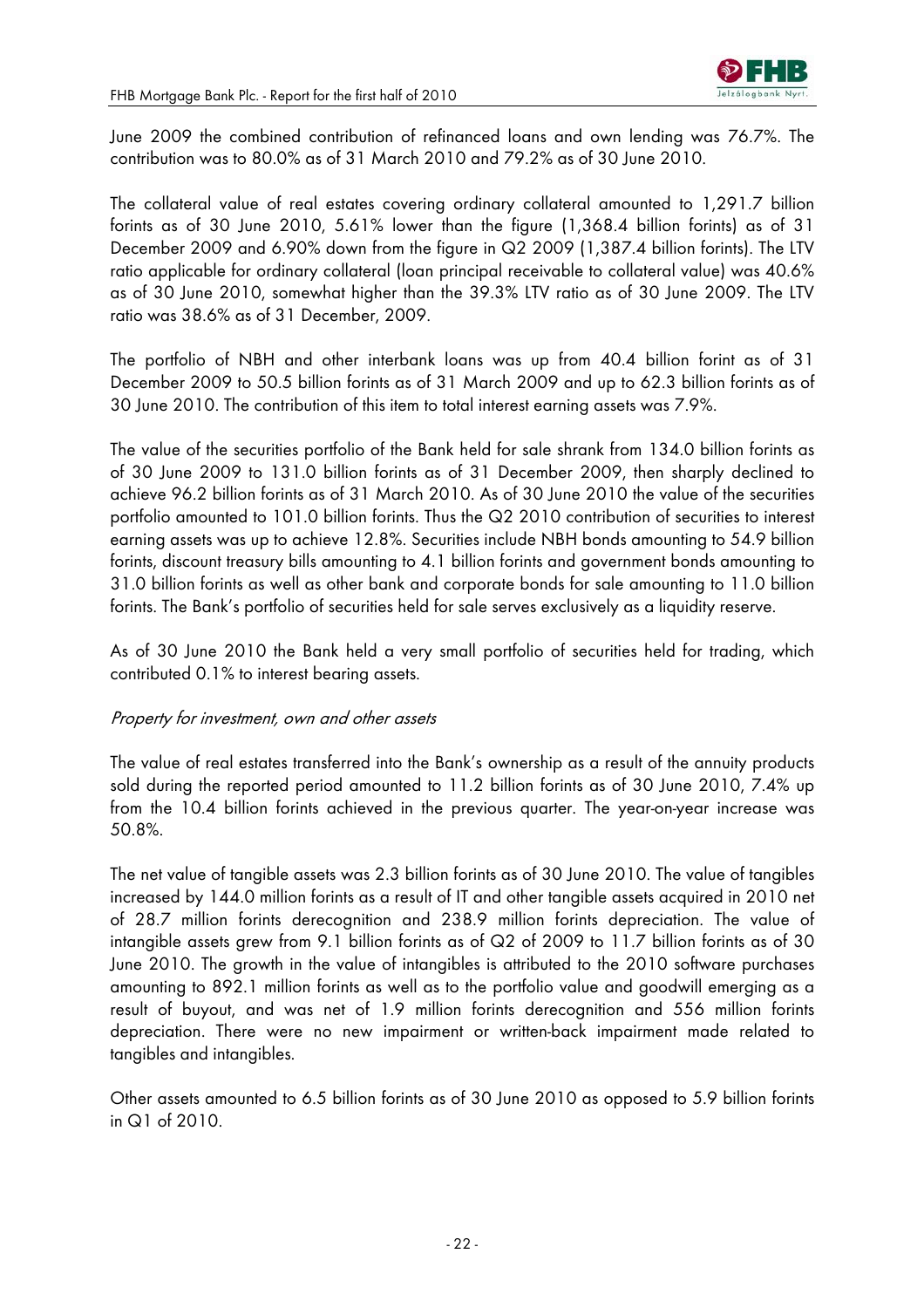June 2009 the combined contribution of refinanced loans and own lending was 76.7%. The contribution was to 80.0% as of 31 March 2010 and 79.2% as of 30 June 2010.

The collateral value of real estates covering ordinary collateral amounted to 1,291.7 billion forints as of 30 June 2010, 5.61% lower than the figure (1,368.4 billion forints) as of 31 December 2009 and 6.90% down from the figure in Q2 2009 (1,387.4 billion forints). The LTV ratio applicable for ordinary collateral (loan principal receivable to collateral value) was 40.6% as of 30 June 2010, somewhat higher than the 39.3% LTV ratio as of 30 June 2009. The LTV ratio was 38.6% as of 31 December, 2009.

The portfolio of NBH and other interbank loans was up from 40.4 billion forint as of 31 December 2009 to 50.5 billion forints as of 31 March 2009 and up to 62.3 billion forints as of 30 June 2010. The contribution of this item to total interest earning assets was 7.9%.

The value of the securities portfolio of the Bank held for sale shrank from 134.0 billion forints as of 30 June 2009 to 131.0 billion forints as of 31 December 2009, then sharply declined to achieve 96.2 billion forints as of 31 March 2010. As of 30 June 2010 the value of the securities portfolio amounted to 101.0 billion forints. Thus the Q2 2010 contribution of securities to interest earning assets was up to achieve 12.8%. Securities include NBH bonds amounting to 54.9 billion forints, discount treasury bills amounting to 4.1 billion forints and government bonds amounting to 31.0 billion forints as well as other bank and corporate bonds for sale amounting to 11.0 billion forints. The Bank's portfolio of securities held for sale serves exclusively as a liquidity reserve.

As of 30 June 2010 the Bank held a very small portfolio of securities held for trading, which contributed 0.1% to interest bearing assets.

*Property for investment, own and other assets*

The value of real estates transferred into the Bank's ownership as a result of the annuity products sold during the reported period amounted to 11.2 billion forints as of 30 June 2010, 7.4% up from the 10.4 billion forints achieved in the previous quarter. The year-on-year increase was 50.8%.

The net value of tangible assets was 2.3 billion forints as of 30 June 2010. The value of tangibles increased by 144.0 million forints as a result of IT and other tangible assets acquired in 2010 net of 28.7 million forints derecognition and 238.9 million forints depreciation. The value of intangible assets grew from 9.1 billion forints as of Q2 of 2009 to 11.7 billion forints as of 30 June 2010. The growth in the value of intangibles is attributed to the 2010 software purchases amounting to 892.1 million forints as well as to the portfolio value and goodwill emerging as a result of buyout, and was net of 1.9 million forints derecognition and 556 million forints depreciation. There were no new impairment or written-back impairment made related to tangibles and intangibles.

Other assets amounted to 6.5 billion forints as of 30 June 2010 as opposed to 5.9 billion forints in Q1 of 2010.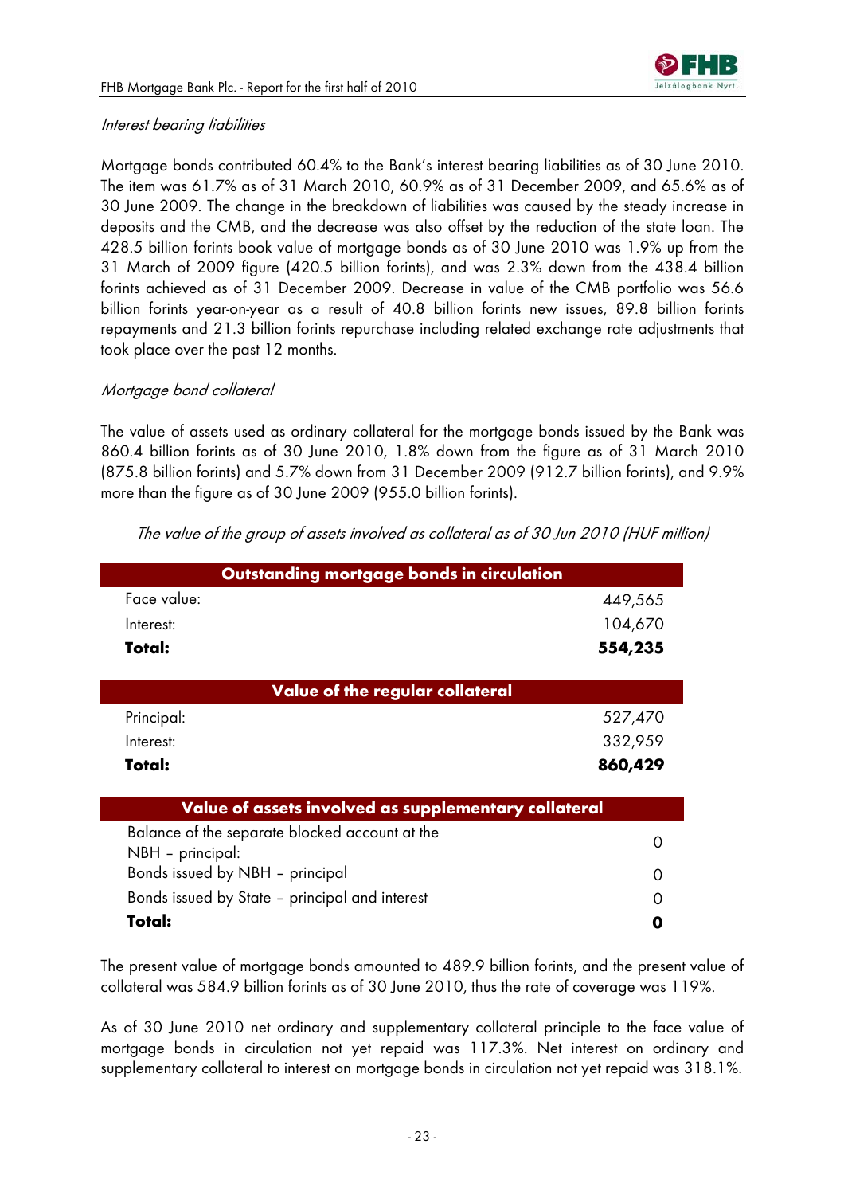*Interest bearing liabilities*

Mortgage bonds contributed 60.4% to the Bank's interest bearing liabilities as of 30 June 2010. The item was 61.7% as of 31 March 2010, 60.9% as of 31 December 2009, and 65.6% as of 30 June 2009. The change in the breakdown of liabilities was caused by the steady increase in deposits and the CMB, and the decrease was also offset by the reduction of the state loan. The 428.5 billion forints book value of mortgage bonds as of 30 June 2010 was 1.9% up from the 31 March of 2009 figure (420.5 billion forints), and was 2.3% down from the 438.4 billion forints achieved as of 31 December 2009. Decrease in value of the CMB portfolio was 56.6 billion forints year-on-year as a result of 40.8 billion forints new issues, 89.8 billion forints repayments and 21.3 billion forints repurchase including related exchange rate adjustments that took place over the past 12 months.

*Mortgage bond collateral*

The value of assets used as ordinary collateral for the mortgage bonds issued by the Bank was 860.4 billion forints as of 30 June 2010, 1.8% down from the figure as of 31 March 2010 (875.8 billion forints) and 5.7% down from 31 December 2009 (912.7 billion forints), and 9.9% more than the figure as of 30 June 2009 (955.0 billion forints).

*The value of the group of assets involved as collateral as of 30 Jun 2010 (HUF million)*

| **Outstanding mortgage bonds in circulation** | |
|---|---|
| Face value: | 449,565 |
| Interest: | 104,670 |
| **Total:** | **554,235** |
| **Value of the regular collateral** | |
| Principal: | 527,470 |
| Interest: | 332,959 |
| **Total:** | **860,429** |
| **Value of assets involved as supplementary collateral** | |
| Balance of the separate blocked account at the NBH – principal: | 0 |
| Bonds issued by NBH – principal | 0 |
| Bonds issued by State – principal and interest | 0 |
| **Total:** | **0** |

The present value of mortgage bonds amounted to 489.9 billion forints, and the present value of collateral was 584.9 billion forints as of 30 June 2010, thus the rate of coverage was 119%.

As of 30 June 2010 net ordinary and supplementary collateral principle to the face value of mortgage bonds in circulation not yet repaid was 117.3%. Net interest on ordinary and supplementary collateral to interest on mortgage bonds in circulation not yet repaid was 318.1%.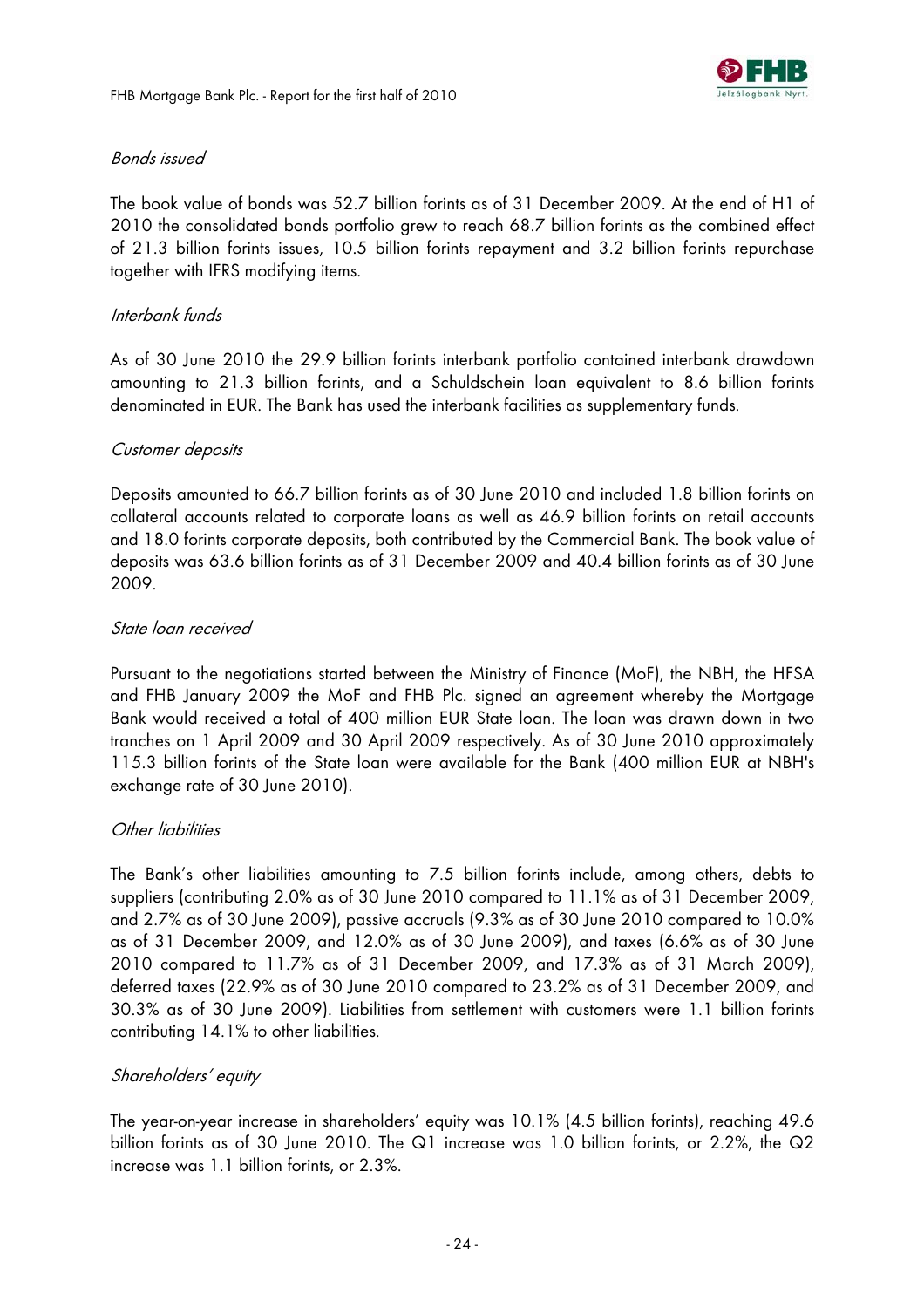*Bonds issued*

The book value of bonds was 52.7 billion forints as of 31 December 2009. At the end of H1 of 2010 the consolidated bonds portfolio grew to reach 68.7 billion forints as the combined effect of 21.3 billion forints issues, 10.5 billion forints repayment and 3.2 billion forints repurchase together with IFRS modifying items.

*Interbank funds*

As of 30 June 2010 the 29.9 billion forints interbank portfolio contained interbank drawdown amounting to 21.3 billion forints, and a Schuldschein loan equivalent to 8.6 billion forints denominated in EUR. The Bank has used the interbank facilities as supplementary funds.

*Customer deposits*

Deposits amounted to 66.7 billion forints as of 30 June 2010 and included 1.8 billion forints on collateral accounts related to corporate loans as well as 46.9 billion forints on retail accounts and 18.0 forints corporate deposits, both contributed by the Commercial Bank. The book value of deposits was 63.6 billion forints as of 31 December 2009 and 40.4 billion forints as of 30 June 2009.

*State loan received*

Pursuant to the negotiations started between the Ministry of Finance (MoF), the NBH, the HFSA and FHB January 2009 the MoF and FHB Plc. signed an agreement whereby the Mortgage Bank would received a total of 400 million EUR State loan. The loan was drawn down in two tranches on 1 April 2009 and 30 April 2009 respectively. As of 30 June 2010 approximately 115.3 billion forints of the State loan were available for the Bank (400 million EUR at NBH's exchange rate of 30 June 2010).

*Other liabilities*

The Bank's other liabilities amounting to 7.5 billion forints include, among others, debts to suppliers (contributing 2.0% as of 30 June 2010 compared to 11.1% as of 31 December 2009, and 2.7% as of 30 June 2009), passive accruals (9.3% as of 30 June 2010 compared to 10.0% as of 31 December 2009, and 12.0% as of 30 June 2009), and taxes (6.6% as of 30 June 2010 compared to 11.7% as of 31 December 2009, and 17.3% as of 31 March 2009), deferred taxes (22.9% as of 30 June 2010 compared to 23.2% as of 31 December 2009, and 30.3% as of 30 June 2009). Liabilities from settlement with customers were 1.1 billion forints contributing 14.1% to other liabilities.

*Shareholders' equity*

The year-on-year increase in shareholders' equity was 10.1% (4.5 billion forints), reaching 49.6 billion forints as of 30 June 2010. The Q1 increase was 1.0 billion forints, or 2.2%, the Q2 increase was 1.1 billion forints, or 2.3%.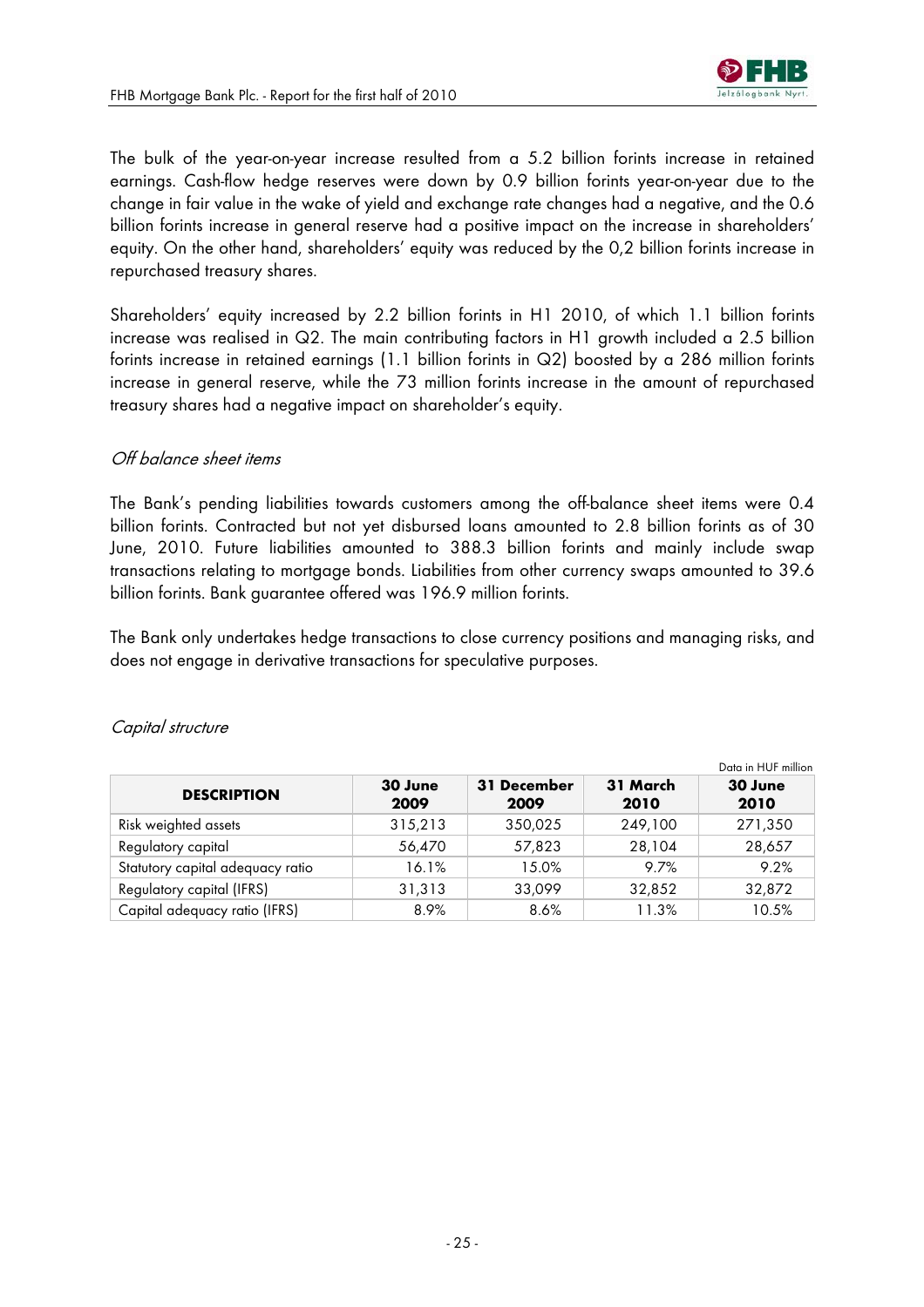The bulk of the year-on-year increase resulted from a 5.2 billion forints increase in retained earnings. Cash-flow hedge reserves were down by 0.9 billion forints year-on-year due to the change in fair value in the wake of yield and exchange rate changes had a negative, and the 0.6 billion forints increase in general reserve had a positive impact on the increase in shareholders' equity. On the other hand, shareholders' equity was reduced by the 0,2 billion forints increase in repurchased treasury shares.

Shareholders' equity increased by 2.2 billion forints in H1 2010, of which 1.1 billion forints increase was realised in Q2. The main contributing factors in H1 growth included a 2.5 billion forints increase in retained earnings (1.1 billion forints in Q2) boosted by a 286 million forints increase in general reserve, while the 73 million forints increase in the amount of repurchased treasury shares had a negative impact on shareholder's equity.

*Off balance sheet items*

The Bank's pending liabilities towards customers among the off-balance sheet items were 0.4 billion forints. Contracted but not yet disbursed loans amounted to 2.8 billion forints as of 30 June, 2010. Future liabilities amounted to 388.3 billion forints and mainly include swap transactions relating to mortgage bonds. Liabilities from other currency swaps amounted to 39.6 billion forints. Bank guarantee offered was 196.9 million forints.

The Bank only undertakes hedge transactions to close currency positions and managing risks, and does not engage in derivative transactions for speculative purposes.

*Capital structure*

Data in HUF million

| DESCRIPTION | 30 June 2009 | 31 December 2009 | 31 March 2010 | 30 June 2010 |
|---|---|---|---|---|
| Risk weighted assets | 315,213 | 350,025 | 249,100 | 271,350 |
| Regulatory capital | 56,470 | 57,823 | 28,104 | 28,657 |
| Statutory capital adequacy ratio | 16.1% | 15.0% | 9.7% | 9.2% |
| Regulatory capital (IFRS) | 31,313 | 33,099 | 32,852 | 32,872 |
| Capital adequacy ratio (IFRS) | 8.9% | 8.6% | 11.3% | 10.5% |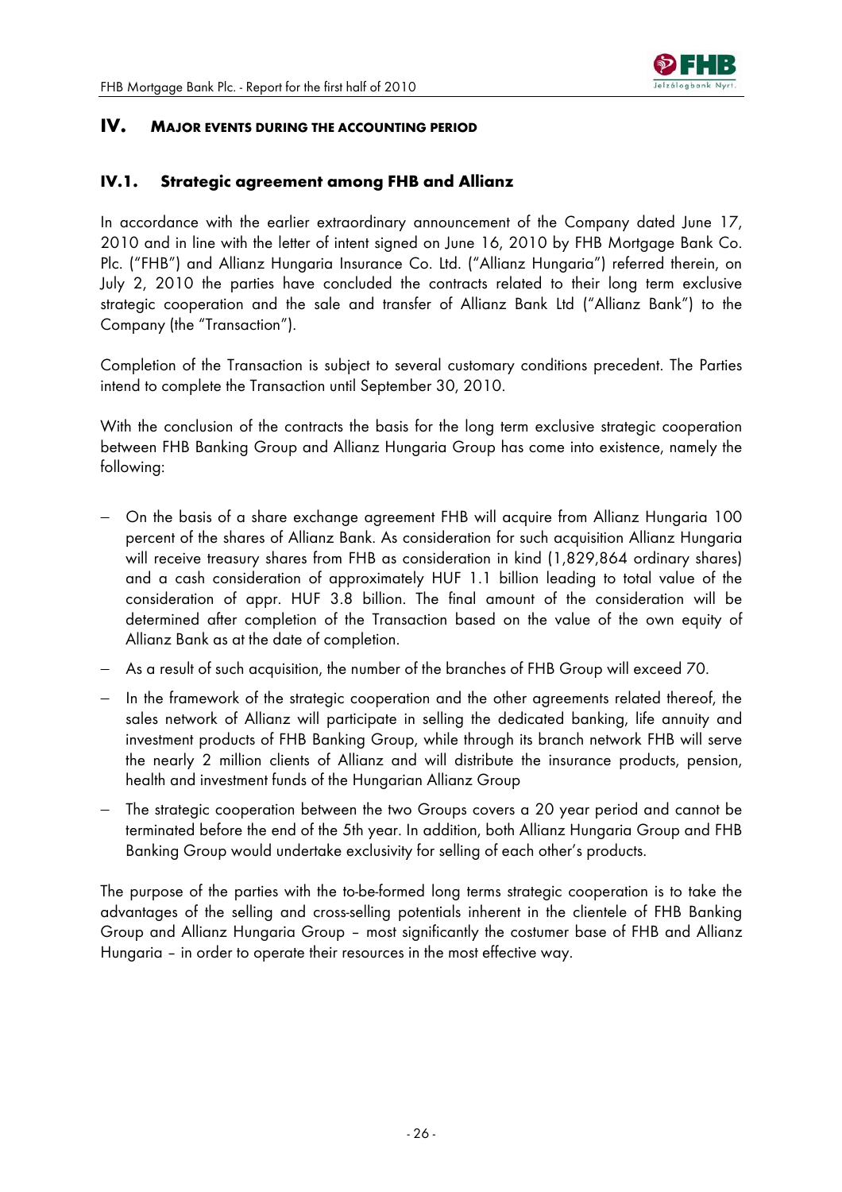# IV. MAJOR EVENTS DURING THE ACCOUNTING PERIOD

## IV.1. Strategic agreement among FHB and Allianz

In accordance with the earlier extraordinary announcement of the Company dated June 17, 2010 and in line with the letter of intent signed on June 16, 2010 by FHB Mortgage Bank Co. Plc. ("FHB") and Allianz Hungaria Insurance Co. Ltd. ("Allianz Hungaria") referred therein, on July 2, 2010 the parties have concluded the contracts related to their long term exclusive strategic cooperation and the sale and transfer of Allianz Bank Ltd ("Allianz Bank") to the Company (the "Transaction").

Completion of the Transaction is subject to several customary conditions precedent. The Parties intend to complete the Transaction until September 30, 2010.

With the conclusion of the contracts the basis for the long term exclusive strategic cooperation between FHB Banking Group and Allianz Hungaria Group has come into existence, namely the following:

- On the basis of a share exchange agreement FHB will acquire from Allianz Hungaria 100 percent of the shares of Allianz Bank. As consideration for such acquisition Allianz Hungaria will receive treasury shares from FHB as consideration in kind (1,829,864 ordinary shares) and a cash consideration of approximately HUF 1.1 billion leading to total value of the consideration of appr. HUF 3.8 billion. The final amount of the consideration will be determined after completion of the Transaction based on the value of the own equity of Allianz Bank as at the date of completion.
- As a result of such acquisition, the number of the branches of FHB Group will exceed 70.
- In the framework of the strategic cooperation and the other agreements related thereof, the sales network of Allianz will participate in selling the dedicated banking, life annuity and investment products of FHB Banking Group, while through its branch network FHB will serve the nearly 2 million clients of Allianz and will distribute the insurance products, pension, health and investment funds of the Hungarian Allianz Group
- The strategic cooperation between the two Groups covers a 20 year period and cannot be terminated before the end of the 5th year. In addition, both Allianz Hungaria Group and FHB Banking Group would undertake exclusivity for selling of each other's products.

The purpose of the parties with the to-be-formed long terms strategic cooperation is to take the advantages of the selling and cross-selling potentials inherent in the clientele of FHB Banking Group and Allianz Hungaria Group – most significantly the costumer base of FHB and Allianz Hungaria – in order to operate their resources in the most effective way.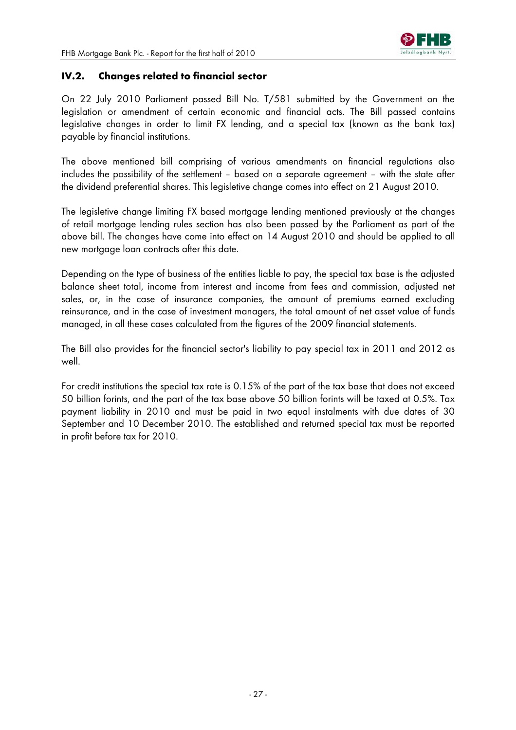## IV.2. Changes related to financial sector

On 22 July 2010 Parliament passed Bill No. T/581 submitted by the Government on the legislation or amendment of certain economic and financial acts. The Bill passed contains legislative changes in order to limit FX lending, and a special tax (known as the bank tax) payable by financial institutions.

The above mentioned bill comprising of various amendments on financial regulations also includes the possibility of the settlement – based on a separate agreement – with the state after the dividend preferential shares. This legisletive change comes into effect on 21 August 2010.

The legisletive change limiting FX based mortgage lending mentioned previously at the changes of retail mortgage lending rules section has also been passed by the Parliament as part of the above bill. The changes have come into effect on 14 August 2010 and should be applied to all new mortgage loan contracts after this date.

Depending on the type of business of the entities liable to pay, the special tax base is the adjusted balance sheet total, income from interest and income from fees and commission, adjusted net sales, or, in the case of insurance companies, the amount of premiums earned excluding reinsurance, and in the case of investment managers, the total amount of net asset value of funds managed, in all these cases calculated from the figures of the 2009 financial statements.

The Bill also provides for the financial sector's liability to pay special tax in 2011 and 2012 as well.

For credit institutions the special tax rate is 0.15% of the part of the tax base that does not exceed 50 billion forints, and the part of the tax base above 50 billion forints will be taxed at 0.5%. Tax payment liability in 2010 and must be paid in two equal instalments with due dates of 30 September and 10 December 2010. The established and returned special tax must be reported in profit before tax for 2010.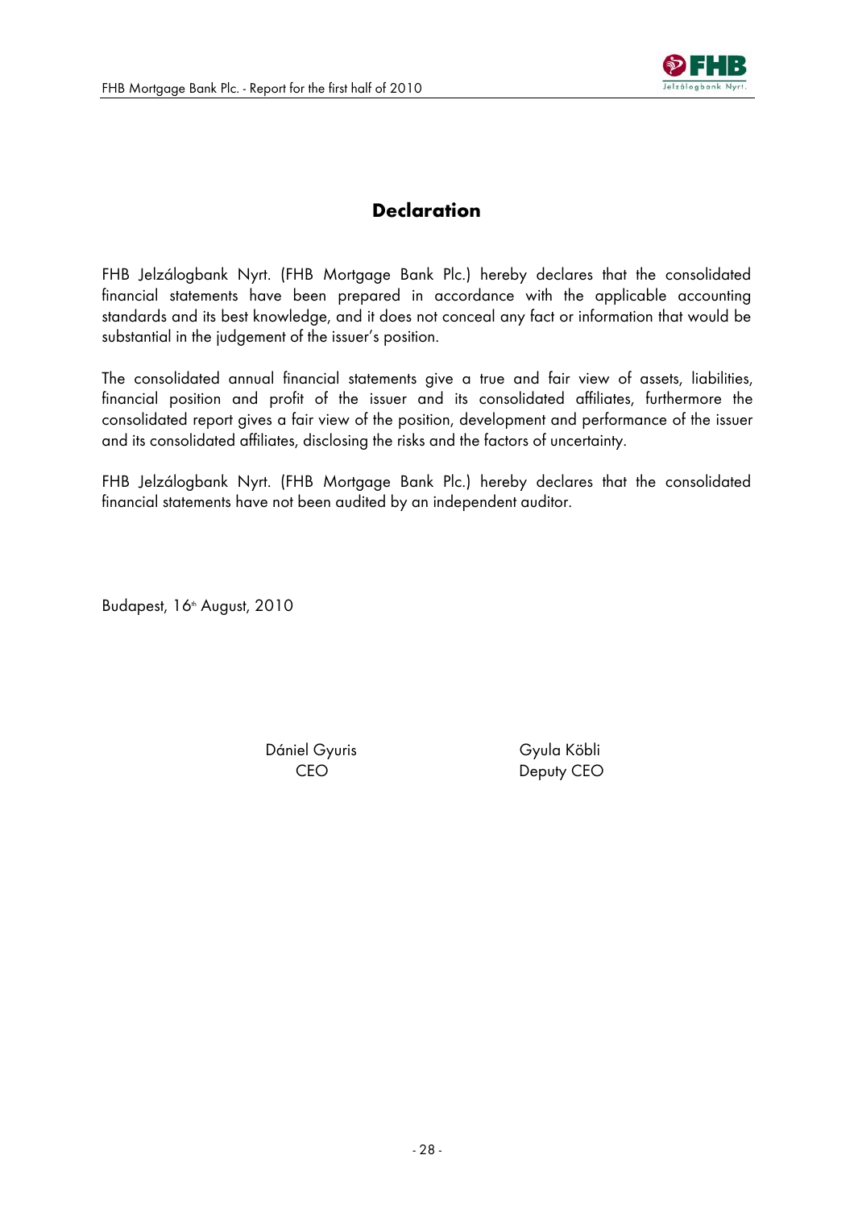## Declaration

FHB Jelzálogbank Nyrt. (FHB Mortgage Bank Plc.) hereby declares that the consolidated financial statements have been prepared in accordance with the applicable accounting standards and its best knowledge, and it does not conceal any fact or information that would be substantial in the judgement of the issuer's position.

The consolidated annual financial statements give a true and fair view of assets, liabilities, financial position and profit of the issuer and its consolidated affiliates, furthermore the consolidated report gives a fair view of the position, development and performance of the issuer and its consolidated affiliates, disclosing the risks and the factors of uncertainty.

FHB Jelzálogbank Nyrt. (FHB Mortgage Bank Plc.) hereby declares that the consolidated financial statements have not been audited by an independent auditor.

Budapest, 16th August, 2010

Dániel Gyuris
CEO

Gyula Köbli
Deputy CEO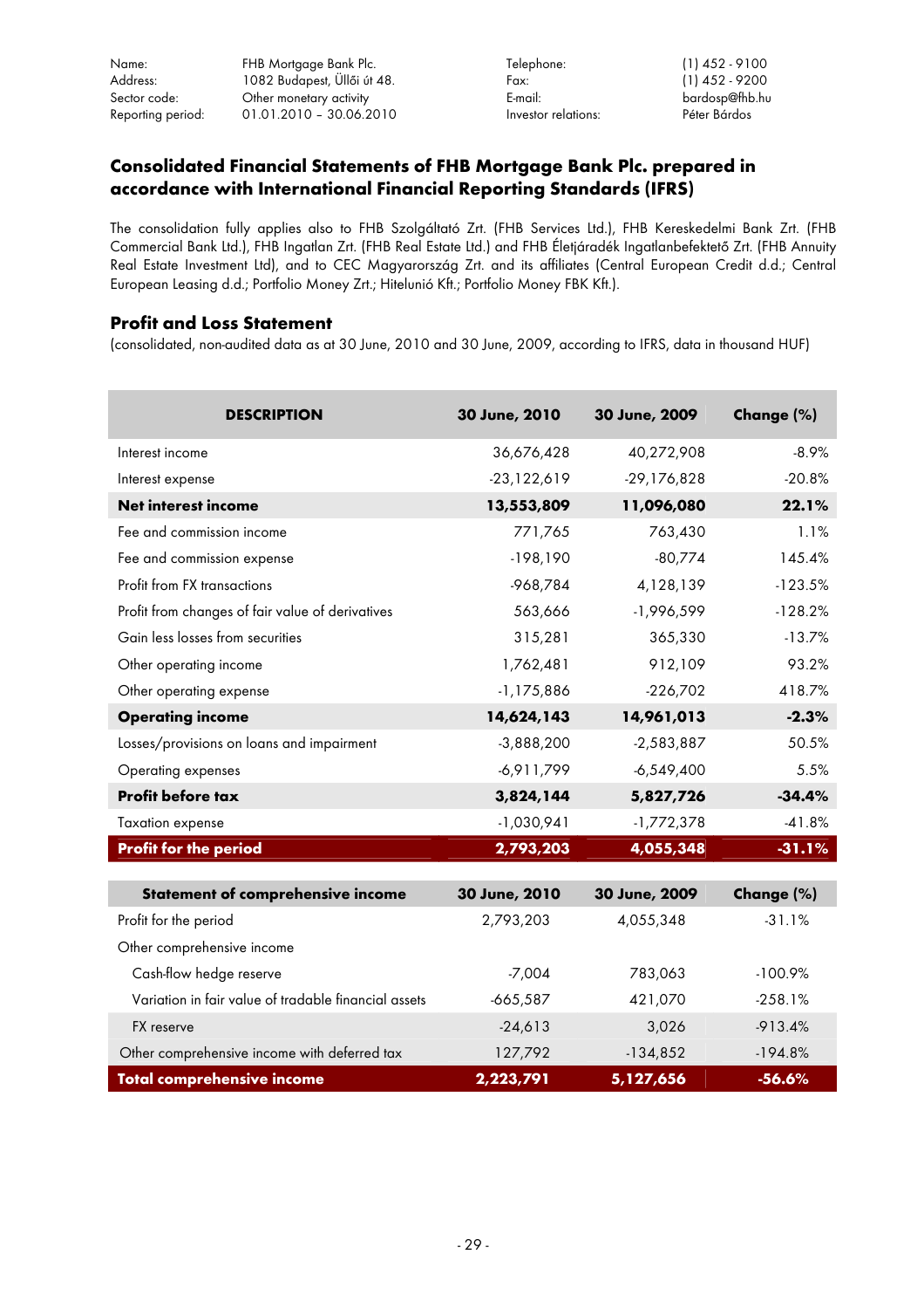| Name: | FHB Mortgage Bank Plc. | Telephone: | (1) 452 - 9100 |
|---|---|---|---|
| Address: | 1082 Budapest, Üllői út 48. | Fax: | (1) 452 - 9200 |
| Sector code: | Other monetary activity | E-mail: | bardosp@fhb.hu |
| Reporting period: | 01.01.2010 – 30.06.2010 | Investor relations: | Péter Bárdos |

## Consolidated Financial Statements of FHB Mortgage Bank Plc. prepared in accordance with International Financial Reporting Standards (IFRS)

The consolidation fully applies also to FHB Szolgáltató Zrt. (FHB Services Ltd.), FHB Kereskedelmi Bank Zrt. (FHB Commercial Bank Ltd.), FHB Ingatlan Zrt. (FHB Real Estate Ltd.) and FHB Életjáradék Ingatlanbefektető Zrt. (FHB Annuity Real Estate Investment Ltd), and to CEC Magyarország Zrt. and its affiliates (Central European Credit d.d.; Central European Leasing d.d.; Portfolio Money Zrt.; Hitelunió Kft.; Portfolio Money FBK Kft.).

### Profit and Loss Statement

(consolidated, non-audited data as at 30 June, 2010 and 30 June, 2009, according to IFRS, data in thousand HUF)

| DESCRIPTION | 30 June, 2010 | 30 June, 2009 | Change (%) |
|---|---|---|---|
| Interest income | 36,676,428 | 40,272,908 | -8.9% |
| Interest expense | -23,122,619 | -29,176,828 | -20.8% |
| **Net interest income** | **13,553,809** | **11,096,080** | **22.1%** |
| Fee and commission income | 771,765 | 763,430 | 1.1% |
| Fee and commission expense | -198,190 | -80,774 | 145.4% |
| Profit from FX transactions | -968,784 | 4,128,139 | -123.5% |
| Profit from changes of fair value of derivatives | 563,666 | -1,996,599 | -128.2% |
| Gain less losses from securities | 315,281 | 365,330 | -13.7% |
| Other operating income | 1,762,481 | 912,109 | 93.2% |
| Other operating expense | -1,175,886 | -226,702 | 418.7% |
| **Operating income** | **14,624,143** | **14,961,013** | **-2.3%** |
| Losses/provisions on loans and impairment | -3,888,200 | -2,583,887 | 50.5% |
| Operating expenses | -6,911,799 | -6,549,400 | 5.5% |
| **Profit before tax** | **3,824,144** | **5,827,726** | **-34.4%** |
| Taxation expense | -1,030,941 | -1,772,378 | -41.8% |
| **Profit for the period** | **2,793,203** | **4,055,348** | **-31.1%** |

| Statement of comprehensive income | 30 June, 2010 | 30 June, 2009 | Change (%) |
|---|---|---|---|
| Profit for the period | 2,793,203 | 4,055,348 | -31.1% |
| Other comprehensive income | | | |
| Cash-flow hedge reserve | -7,004 | 783,063 | -100.9% |
| Variation in fair value of tradable financial assets | -665,587 | 421,070 | -258.1% |
| FX reserve | -24,613 | 3,026 | -913.4% |
| Other comprehensive income with deferred tax | 127,792 | -134,852 | -194.8% |
| **Total comprehensive income** | **2,223,791** | **5,127,656** | **-56.6%** |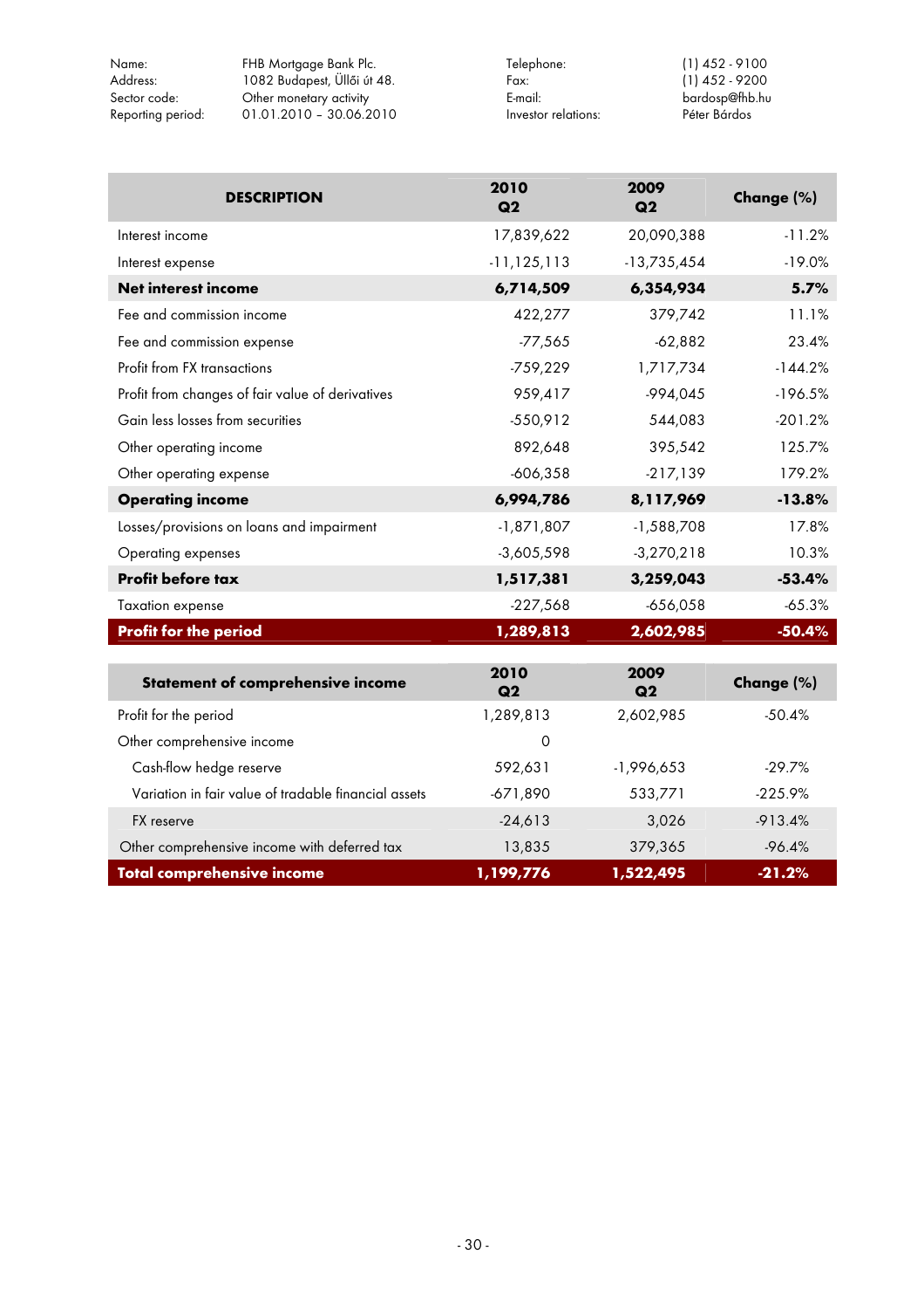| Name: | FHB Mortgage Bank Plc. | Telephone: | (1) 452 - 9100 |
|---|---|---|---|
| Address: | 1082 Budapest, Üllői út 48. | Fax: | (1) 452 - 9200 |
| Sector code: | Other monetary activity | E-mail: | bardosp@fhb.hu |
| Reporting period: | 01.01.2010 – 30.06.2010 | Investor relations: | Péter Bárdos |

| DESCRIPTION | 2010 Q2 | 2009 Q2 | Change (%) |
|---|---|---|---|
| Interest income | 17,839,622 | 20,090,388 | -11.2% |
| Interest expense | -11,125,113 | -13,735,454 | -19.0% |
| **Net interest income** | **6,714,509** | **6,354,934** | **5.7%** |
| Fee and commission income | 422,277 | 379,742 | 11.1% |
| Fee and commission expense | -77,565 | -62,882 | 23.4% |
| Profit from FX transactions | -759,229 | 1,717,734 | -144.2% |
| Profit from changes of fair value of derivatives | 959,417 | -994,045 | -196.5% |
| Gain less losses from securities | -550,912 | 544,083 | -201.2% |
| Other operating income | 892,648 | 395,542 | 125.7% |
| Other operating expense | -606,358 | -217,139 | 179.2% |
| **Operating income** | **6,994,786** | **8,117,969** | **-13.8%** |
| Losses/provisions on loans and impairment | -1,871,807 | -1,588,708 | 17.8% |
| Operating expenses | -3,605,598 | -3,270,218 | 10.3% |
| **Profit before tax** | **1,517,381** | **3,259,043** | **-53.4%** |
| Taxation expense | -227,568 | -656,058 | -65.3% |
| **Profit for the period** | **1,289,813** | **2,602,985** | **-50.4%** |

| Statement of comprehensive income | 2010 Q2 | 2009 Q2 | Change (%) |
|---|---|---|---|
| Profit for the period | 1,289,813 | 2,602,985 | -50.4% |
| Other comprehensive income | 0 | | |
| Cash-flow hedge reserve | 592,631 | -1,996,653 | -29.7% |
| Variation in fair value of tradable financial assets | -671,890 | 533,771 | -225.9% |
| FX reserve | -24,613 | 3,026 | -913.4% |
| Other comprehensive income with deferred tax | 13,835 | 379,365 | -96.4% |
| **Total comprehensive income** | **1,199,776** | **1,522,495** | **-21.2%** |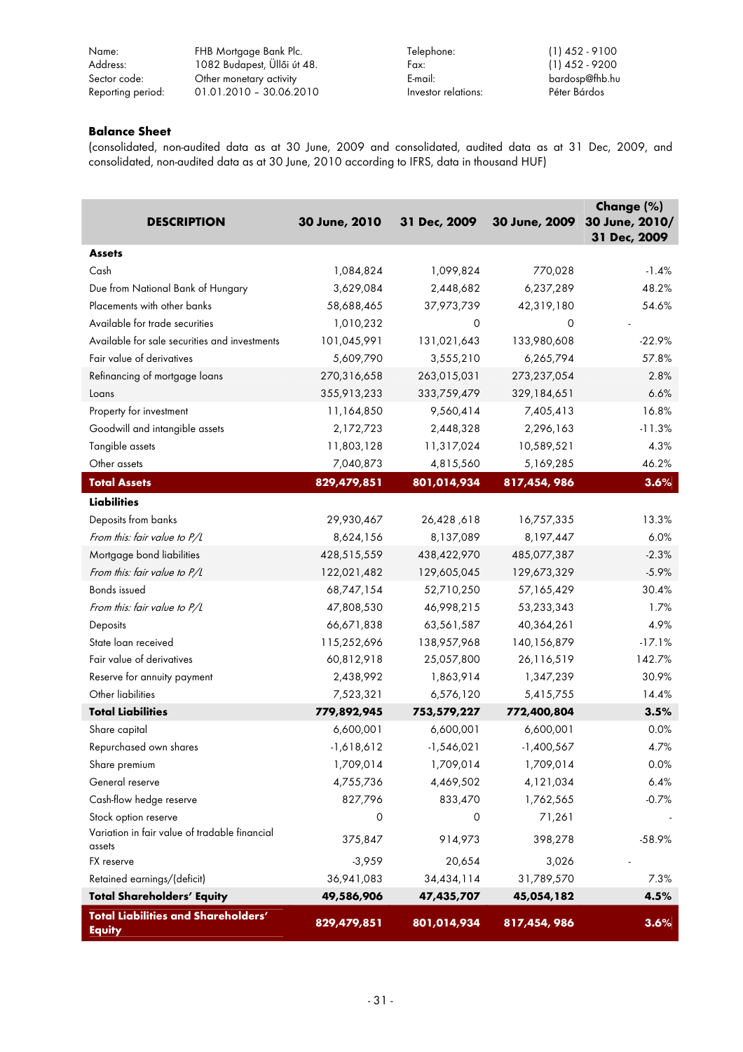| | | | |
|---|---|---|---|
| Name: | FHB Mortgage Bank Plc. | Telephone: | (1) 452 - 9100 |
| Address: | 1082 Budapest, Üllői út 48. | Fax: | (1) 452 - 9200 |
| Sector code: | Other monetary activity | E-mail: | bardosp@fhb.hu |
| Reporting period: | 01.01.2010 – 30.06.2010 | Investor relations: | Péter Bárdos |

## Balance Sheet

(consolidated, non-audited data as at 30 June, 2009 and consolidated, audited data as at 31 Dec, 2009, and consolidated, non-audited data as at 30 June, 2010 according to IFRS, data in thousand HUF)

| DESCRIPTION | 30 June, 2010 | 31 Dec, 2009 | 30 June, 2009 | Change (%) 30 June, 2010/ 31 Dec, 2009 |
|---|---|---|---|---|
| **Assets** | | | | |
| Cash | 1,084,824 | 1,099,824 | 770,028 | -1.4% |
| Due from National Bank of Hungary | 3,629,084 | 2,448,682 | 6,237,289 | 48.2% |
| Placements with other banks | 58,688,465 | 37,973,739 | 42,319,180 | 54.6% |
| Available for trade securities | 1,010,232 | 0 | 0 | - |
| Available for sale securities and investments | 101,045,991 | 131,021,643 | 133,980,608 | -22.9% |
| Fair value of derivatives | 5,609,790 | 3,555,210 | 6,265,794 | 57.8% |
| Refinancing of mortgage loans | 270,316,658 | 263,015,031 | 273,237,054 | 2.8% |
| Loans | 355,913,233 | 333,759,479 | 329,184,651 | 6.6% |
| Property for investment | 11,164,850 | 9,560,414 | 7,405,413 | 16.8% |
| Goodwill and intangible assets | 2,172,723 | 2,448,328 | 2,296,163 | -11.3% |
| Tangible assets | 11,803,128 | 11,317,024 | 10,589,521 | 4.3% |
| Other assets | 7,040,873 | 4,815,560 | 5,169,285 | 46.2% |
| **Total Assets** | **829,479,851** | **801,014,934** | **817,454, 986** | **3.6%** |
| **Liabilities** | | | | |
| Deposits from banks | 29,930,467 | 26,428 ,618 | 16,757,335 | 13.3% |
| *From this: fair value to P/L* | 8,624,156 | 8,137,089 | 8,197,447 | 6.0% |
| Mortgage bond liabilities | 428,515,559 | 438,422,970 | 485,077,387 | -2.3% |
| *From this: fair value to P/L* | 122,021,482 | 129,605,045 | 129,673,329 | -5.9% |
| Bonds issued | 68,747,154 | 52,710,250 | 57,165,429 | 30.4% |
| *From this: fair value to P/L* | 47,808,530 | 46,998,215 | 53,233,343 | 1.7% |
| Deposits | 66,671,838 | 63,561,587 | 40,364,261 | 4.9% |
| State loan received | 115,252,696 | 138,957,968 | 140,156,879 | -17.1% |
| Fair value of derivatives | 60,812,918 | 25,057,800 | 26,116,519 | 142.7% |
| Reserve for annuity payment | 2,438,992 | 1,863,914 | 1,347,239 | 30.9% |
| Other liabilities | 7,523,321 | 6,576,120 | 5,415,755 | 14.4% |
| **Total Liabilities** | **779,892,945** | **753,579,227** | **772,400,804** | **3.5%** |
| Share capital | 6,600,001 | 6,600,001 | 6,600,001 | 0.0% |
| Repurchased own shares | -1,618,612 | -1,546,021 | -1,400,567 | 4.7% |
| Share premium | 1,709,014 | 1,709,014 | 1,709,014 | 0.0% |
| General reserve | 4,755,736 | 4,469,502 | 4,121,034 | 6.4% |
| Cash-flow hedge reserve | 827,796 | 833,470 | 1,762,565 | -0.7% |
| Stock option reserve | 0 | 0 | 71,261 | - |
| Variation in fair value of tradable financial assets | 375,847 | 914,973 | 398,278 | -58.9% |
| FX reserve | -3,959 | 20,654 | 3,026 | - |
| Retained earnings/(deficit) | 36,941,083 | 34,434,114 | 31,789,570 | 7.3% |
| **Total Shareholders' Equity** | **49,586,906** | **47,435,707** | **45,054,182** | **4.5%** |
| **Total Liabilities and Shareholders' Equity** | **829,479,851** | **801,014,934** | **817,454, 986** | **3.6%** |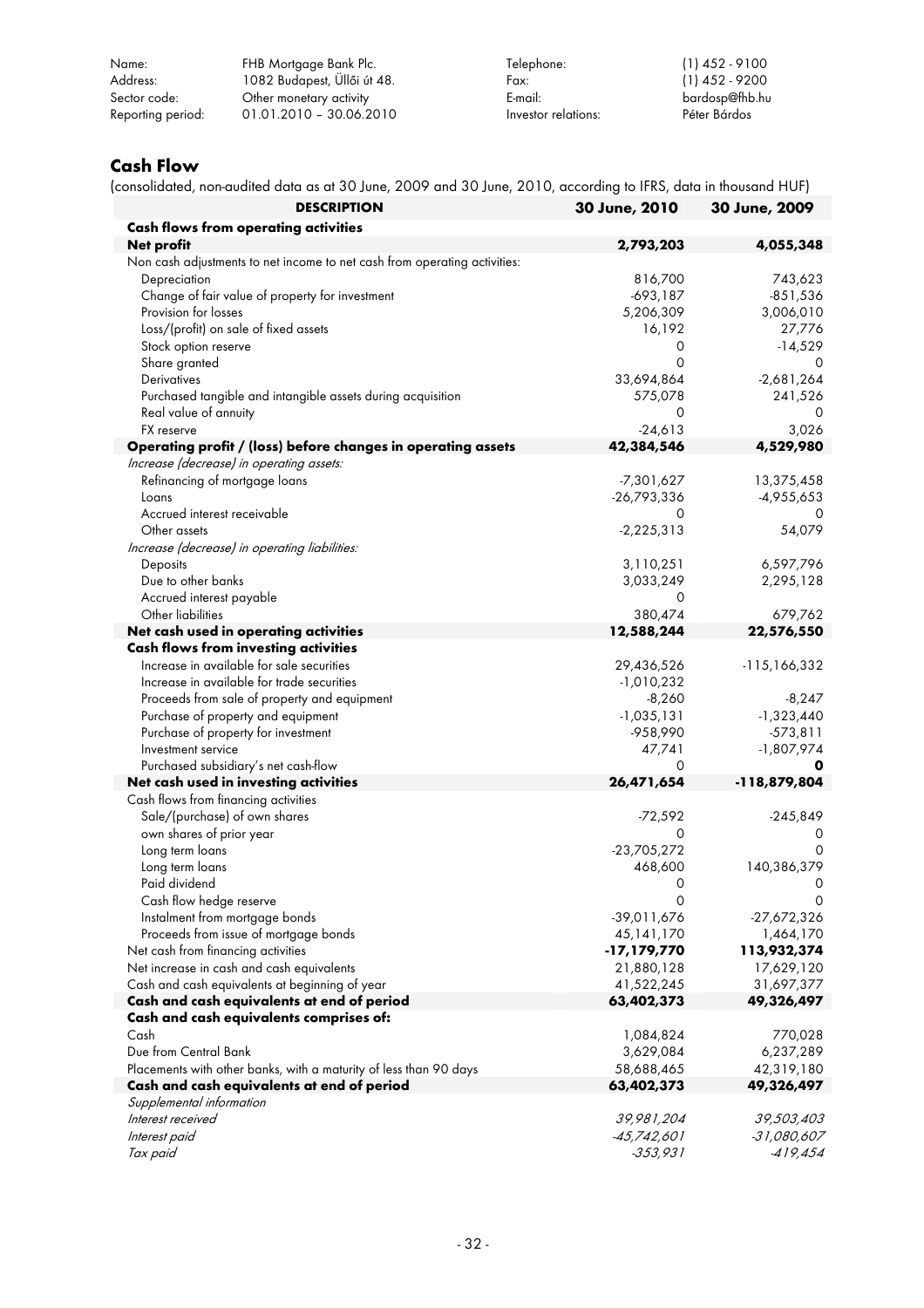| | | | |
|---|---|---|---|
| Name: | FHB Mortgage Bank Plc. | Telephone: | (1) 452 - 9100 |
| Address: | 1082 Budapest, Üllői út 48. | Fax: | (1) 452 - 9200 |
| Sector code: | Other monetary activity | E-mail: | bardosp@fhb.hu |
| Reporting period: | 01.01.2010 – 30.06.2010 | Investor relations: | Péter Bárdos |

## Cash Flow

(consolidated, non-audited data as at 30 June, 2009 and 30 June, 2010, according to IFRS, data in thousand HUF)

| DESCRIPTION | 30 June, 2010 | 30 June, 2009 |
|---|---|---|
| **Cash flows from operating activities** | | |
| **Net profit** | **2,793,203** | **4,055,348** |
| Non cash adjustments to net income to net cash from operating activities: | | |
| Depreciation | 816,700 | 743,623 |
| Change of fair value of property for investment | -693,187 | -851,536 |
| Provision for losses | 5,206,309 | 3,006,010 |
| Loss/(profit) on sale of fixed assets | 16,192 | 27,776 |
| Stock option reserve | 0 | -14,529 |
| Share granted | 0 | 0 |
| Derivatives | 33,694,864 | -2,681,264 |
| Purchased tangible and intangible assets during acquisition | 575,078 | 241,526 |
| Real value of annuity | 0 | 0 |
| FX reserve | -24,613 | 3,026 |
| **Operating profit / (loss) before changes in operating assets** | **42,384,546** | **4,529,980** |
| *Increase (decrease) in operating assets:* | | |
| Refinancing of mortgage loans | -7,301,627 | 13,375,458 |
| Loans | -26,793,336 | -4,955,653 |
| Accrued interest receivable | 0 | 0 |
| Other assets | -2,225,313 | 54,079 |
| *Increase (decrease) in operating liabilities:* | | |
| Deposits | 3,110,251 | 6,597,796 |
| Due to other banks | 3,033,249 | 2,295,128 |
| Accrued interest payable | 0 | |
| Other liabilities | 380,474 | 679,762 |
| **Net cash used in operating activities** | **12,588,244** | **22,576,550** |
| **Cash flows from investing activities** | | |
| Increase in available for sale securities | 29,436,526 | -115,166,332 |
| Increase in available for trade securities | -1,010,232 | |
| Proceeds from sale of property and equipment | -8,260 | -8,247 |
| Purchase of property and equipment | -1,035,131 | -1,323,440 |
| Purchase of property for investment | -958,990 | -573,811 |
| Investment service | 47,741 | -1,807,974 |
| Purchased subsidiary's net cash-flow | 0 | **0** |
| **Net cash used in investing activities** | **26,471,654** | **-118,879,804** |
| Cash flows from financing activities | | |
| Sale/(purchase) of own shares | -72,592 | -245,849 |
| own shares of prior year | 0 | 0 |
| Long term loans | -23,705,272 | 0 |
| Long term loans | 468,600 | 140,386,379 |
| Paid dividend | 0 | 0 |
| Cash flow hedge reserve | 0 | 0 |
| Instalment from mortgage bonds | -39,011,676 | -27,672,326 |
| Proceeds from issue of mortgage bonds | 45,141,170 | 1,464,170 |
| Net cash from financing activities | **-17,179,770** | **113,932,374** |
| Net increase in cash and cash equivalents | 21,880,128 | 17,629,120 |
| Cash and cash equivalents at beginning of year | 41,522,245 | 31,697,377 |
| **Cash and cash equivalents at end of period** | **63,402,373** | **49,326,497** |
| **Cash and cash equivalents comprises of:** | | |
| Cash | 1,084,824 | 770,028 |
| Due from Central Bank | 3,629,084 | 6,237,289 |
| Placements with other banks, with a maturity of less than 90 days | 58,688,465 | 42,319,180 |
| **Cash and cash equivalents at end of period** | **63,402,373** | **49,326,497** |
| *Supplemental information* | | |
| *Interest received* | *39,981,204* | *39,503,403* |
| *Interest paid* | *-45,742,601* | *-31,080,607* |
| *Tax paid* | *-353,931* | *-419,454* |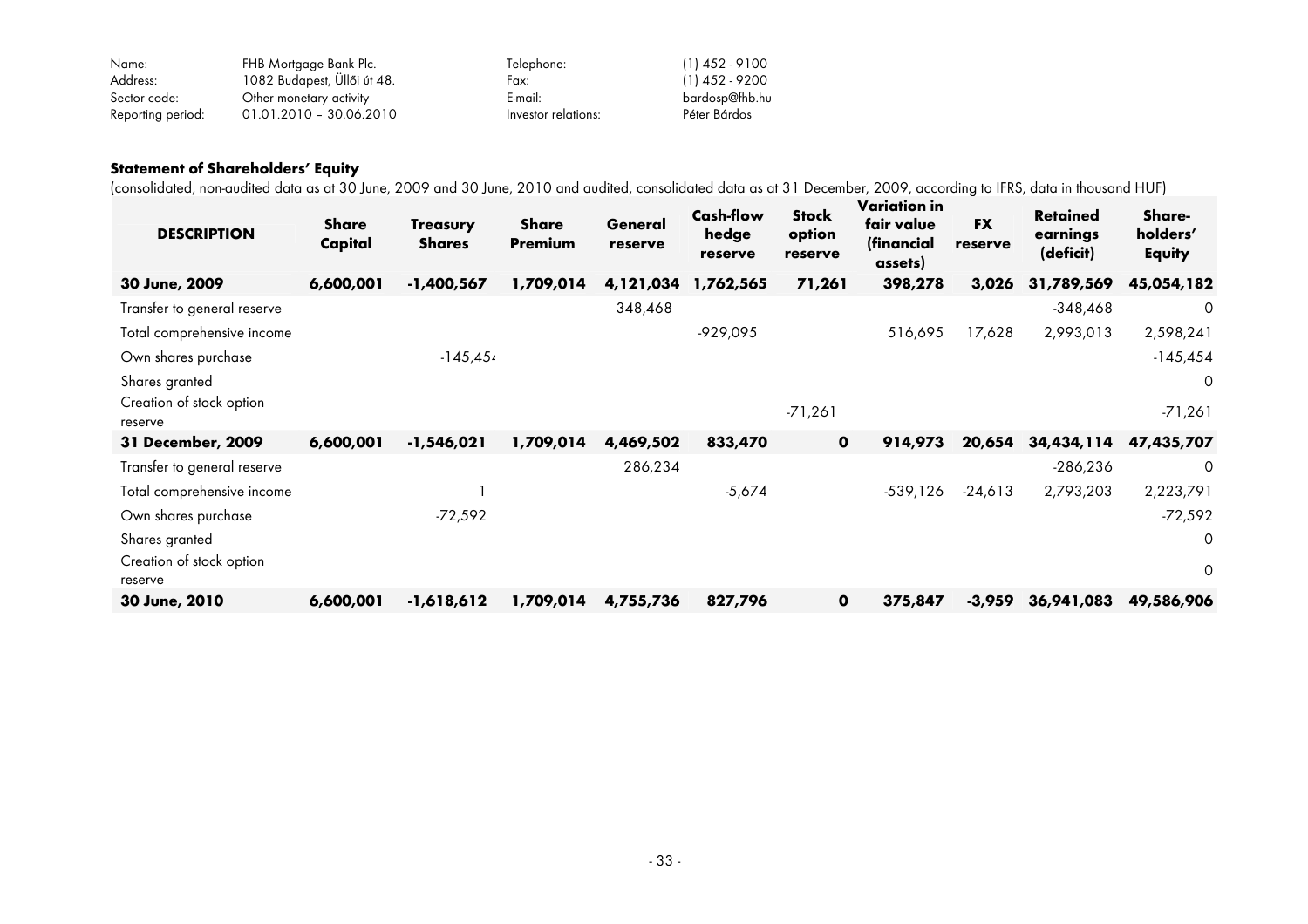| Name: | FHB Mortgage Bank Plc. | Telephone: | (1) 452 - 9100 |
|---|---|---|---|
| Address: | 1082 Budapest, Üllői út 48. | Fax: | (1) 452 - 9200 |
| Sector code: | Other monetary activity | E-mail: | bardosp@fhb.hu |
| Reporting period: | 01.01.2010 – 30.06.2010 | Investor relations: | Péter Bárdos |

**Statement of Shareholders' Equity**

(consolidated, non-audited data as at 30 June, 2009 and 30 June, 2010 and audited, consolidated data as at 31 December, 2009, according to IFRS, data in thousand HUF)

| DESCRIPTION | Share Capital | Treasury Shares | Share Premium | General reserve | Cash-flow hedge reserve | Stock option reserve | Variation in fair value (financial assets) | FX reserve | Retained earnings (deficit) | Share-holders' Equity |
|---|---|---|---|---|---|---|---|---|---|---|
| **30 June, 2009** | **6,600,001** | **-1,400,567** | **1,709,014** | **4,121,034** | **1,762,565** | **71,261** | **398,278** | **3,026** | **31,789,569** | **45,054,182** |
| Transfer to general reserve | | | | 348,468 | | | | | -348,468 | 0 |
| Total comprehensive income | | | | | -929,095 | | 516,695 | 17,628 | 2,993,013 | 2,598,241 |
| Own shares purchase | | -145,454 | | | | | | | | -145,454 |
| Shares granted | | | | | | | | | | 0 |
| Creation of stock option reserve | | | | | | -71,261 | | | | -71,261 |
| **31 December, 2009** | **6,600,001** | **-1,546,021** | **1,709,014** | **4,469,502** | **833,470** | **0** | **914,973** | **20,654** | **34,434,114** | **47,435,707** |
| Transfer to general reserve | | | | 286,234 | | | | | -286,236 | 0 |
| Total comprehensive income | | 1 | | | -5,674 | | -539,126 | -24,613 | 2,793,203 | 2,223,791 |
| Own shares purchase | | -72,592 | | | | | | | | -72,592 |
| Shares granted | | | | | | | | | | 0 |
| Creation of stock option reserve | | | | | | | | | | 0 |
| **30 June, 2010** | **6,600,001** | **-1,618,612** | **1,709,014** | **4,755,736** | **827,796** | **0** | **375,847** | **-3,959** | **36,941,083** | **49,586,906** |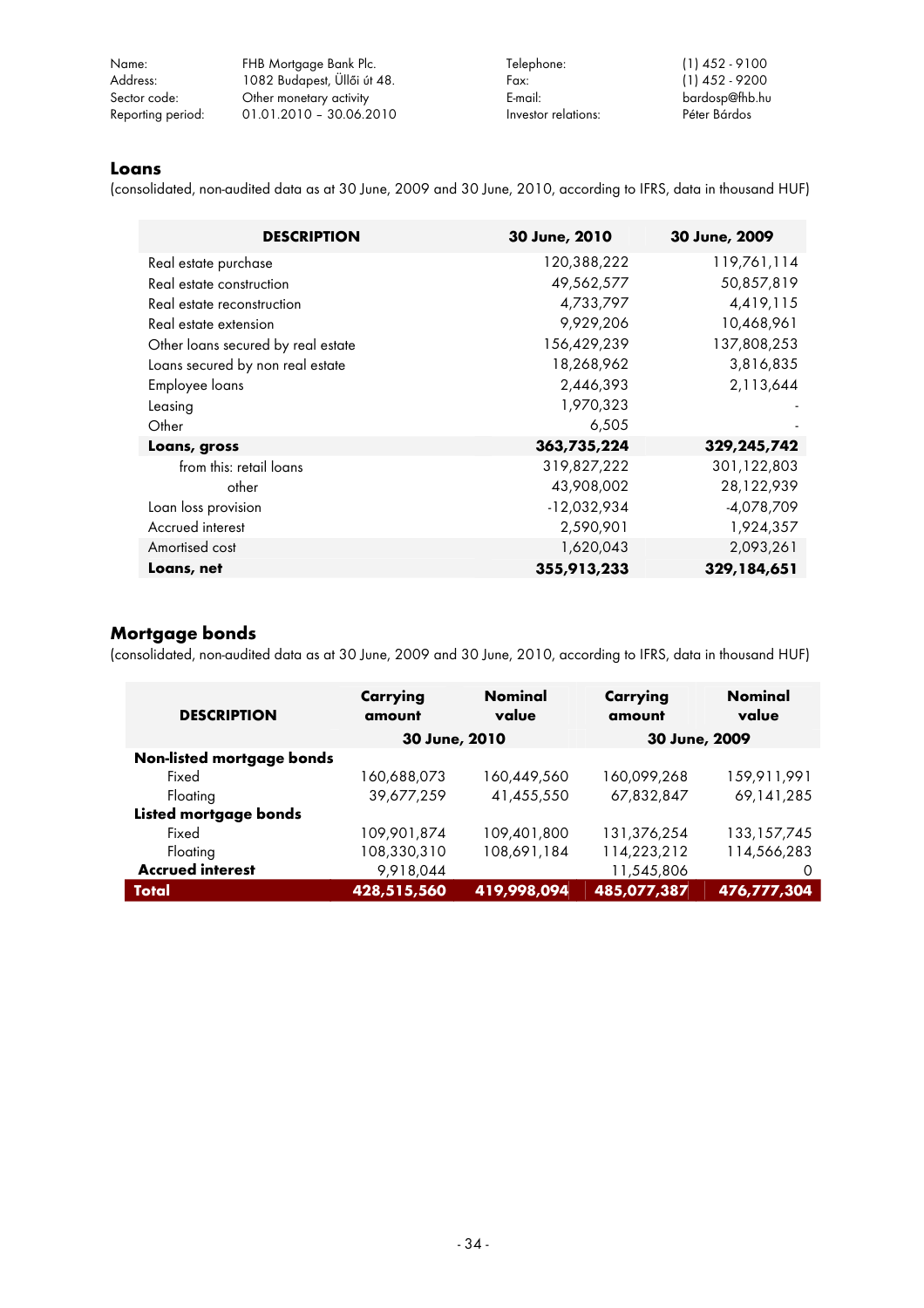| | | | |
|---|---|---|---|
| Name: | FHB Mortgage Bank Plc. | Telephone: | (1) 452 - 9100 |
| Address: | 1082 Budapest, Üllői út 48. | Fax: | (1) 452 - 9200 |
| Sector code: | Other monetary activity | E-mail: | bardosp@fhb.hu |
| Reporting period: | 01.01.2010 – 30.06.2010 | Investor relations: | Péter Bárdos |

## Loans

(consolidated, non-audited data as at 30 June, 2009 and 30 June, 2010, according to IFRS, data in thousand HUF)

| DESCRIPTION | 30 June, 2010 | 30 June, 2009 |
|---|---|---|
| Real estate purchase | 120,388,222 | 119,761,114 |
| Real estate construction | 49,562,577 | 50,857,819 |
| Real estate reconstruction | 4,733,797 | 4,419,115 |
| Real estate extension | 9,929,206 | 10,468,961 |
| Other loans secured by real estate | 156,429,239 | 137,808,253 |
| Loans secured by non real estate | 18,268,962 | 3,816,835 |
| Employee loans | 2,446,393 | 2,113,644 |
| Leasing | 1,970,323 | - |
| Other | 6,505 | - |
| **Loans, gross** | **363,735,224** | **329,245,742** |
| from this: retail loans | 319,827,222 | 301,122,803 |
| other | 43,908,002 | 28,122,939 |
| Loan loss provision | -12,032,934 | -4,078,709 |
| Accrued interest | 2,590,901 | 1,924,357 |
| Amortised cost | 1,620,043 | 2,093,261 |
| **Loans, net** | **355,913,233** | **329,184,651** |

## Mortgage bonds

(consolidated, non-audited data as at 30 June, 2009 and 30 June, 2010, according to IFRS, data in thousand HUF)

| DESCRIPTION | Carrying amount | Nominal value | Carrying amount | Nominal value |
|---|---|---|---|---|
| | 30 June, 2010 | | 30 June, 2009 | |
| **Non-listed mortgage bonds** | | | | |
| Fixed | 160,688,073 | 160,449,560 | 160,099,268 | 159,911,991 |
| Floating | 39,677,259 | 41,455,550 | 67,832,847 | 69,141,285 |
| **Listed mortgage bonds** | | | | |
| Fixed | 109,901,874 | 109,401,800 | 131,376,254 | 133,157,745 |
| Floating | 108,330,310 | 108,691,184 | 114,223,212 | 114,566,283 |
| **Accrued interest** | 9,918,044 | | 11,545,806 | 0 |
| **Total** | **428,515,560** | **419,998,094** | **485,077,387** | **476,777,304** |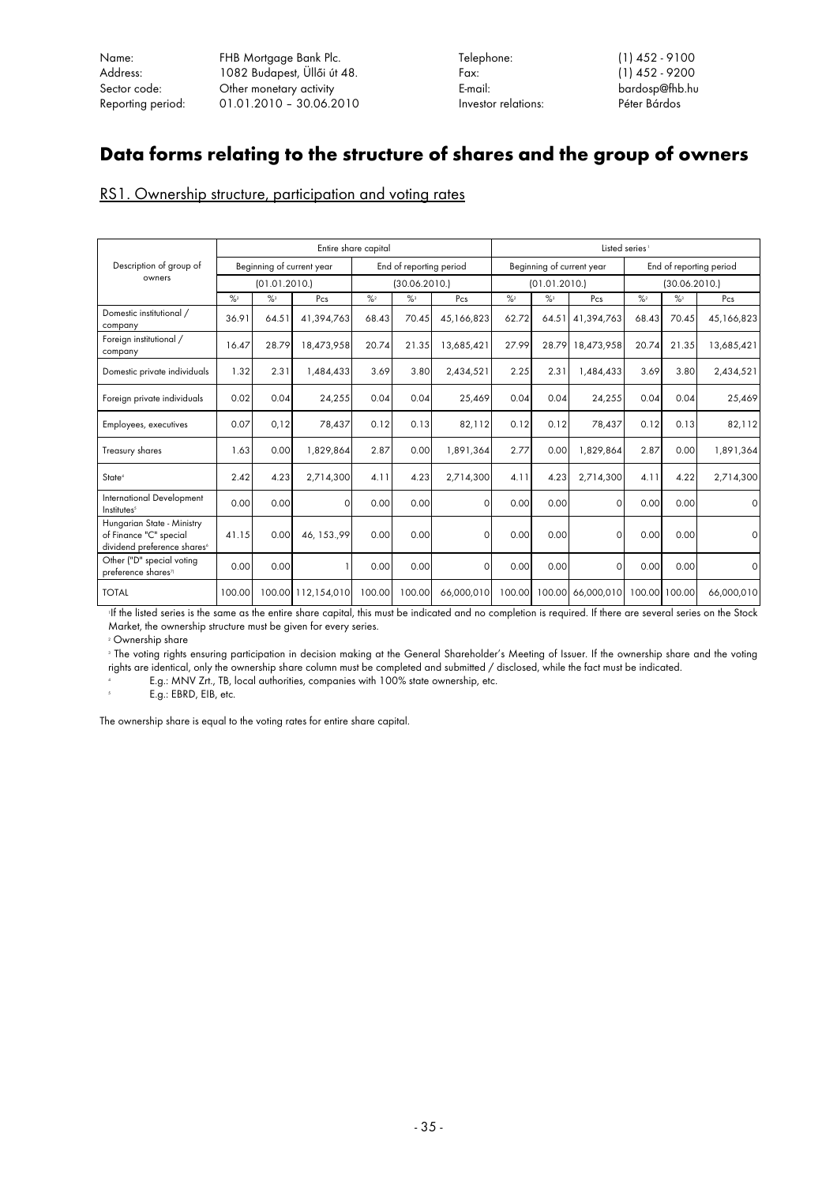| Name: | FHB Mortgage Bank Plc. | Telephone: | (1) 452 - 9100 |
|---|---|---|---|
| Address: | 1082 Budapest, Üllői út 48. | Fax: | (1) 452 - 9200 |
| Sector code: | Other monetary activity | E-mail: | bardosp@fhb.hu |
| Reporting period: | 01.01.2010 – 30.06.2010 | Investor relations: | Péter Bárdos |

# Data forms relating to the structure of shares and the group of owners

## RS1. Ownership structure, participation and voting rates

| Description of group of owners | Entire share capital | | | | | | Listed series[1] | | | | | |
|---|---|---|---|---|---|---|---|---|---|---|---|---|
| | Beginning of current year | | | End of reporting period | | | Beginning of current year | | | End of reporting period | | |
| | (01.01.2010.) | | | (30.06.2010.) | | | (01.01.2010.) | | | (30.06.2010.) | | |
| | %[2] | %[3] | Pcs | %[2] | %[3] | Pcs | %[2] | %[3] | Pcs | %[2] | %[3] | Pcs |
| Domestic institutional / company | 36.91 | 64.51 | 41,394,763 | 68.43 | 70.45 | 45,166,823 | 62.72 | 64.51 | 41,394,763 | 68.43 | 70.45 | 45,166,823 |
| Foreign institutional / company | 16.47 | 28.79 | 18,473,958 | 20.74 | 21.35 | 13,685,421 | 27.99 | 28.79 | 18,473,958 | 20.74 | 21.35 | 13,685,421 |
| Domestic private individuals | 1.32 | 2.31 | 1,484,433 | 3.69 | 3.80 | 2,434,521 | 2.25 | 2.31 | 1,484,433 | 3.69 | 3.80 | 2,434,521 |
| Foreign private individuals | 0.02 | 0.04 | 24,255 | 0.04 | 0.04 | 25,469 | 0.04 | 0.04 | 24,255 | 0.04 | 0.04 | 25,469 |
| Employees, executives | 0.07 | 0,12 | 78,437 | 0.12 | 0.13 | 82,112 | 0.12 | 0.12 | 78,437 | 0.12 | 0.13 | 82,112 |
| Treasury shares | 1.63 | 0.00 | 1,829,864 | 2.87 | 0.00 | 1,891,364 | 2.77 | 0.00 | 1,829,864 | 2.87 | 0.00 | 1,891,364 |
| State[4] | 2.42 | 4.23 | 2,714,300 | 4.11 | 4.23 | 2,714,300 | 4.11 | 4.23 | 2,714,300 | 4.11 | 4.22 | 2,714,300 |
| International Development Institutes[5] | 0.00 | 0.00 | 0 | 0.00 | 0.00 | 0 | 0.00 | 0.00 | 0 | 0.00 | 0.00 | 0 |
| Hungarian State - Ministry of Finance "C" special dividend preference shares[6] | 41.15 | 0.00 | 46, 153.,99 | 0.00 | 0.00 | 0 | 0.00 | 0.00 | 0 | 0.00 | 0.00 | 0 |
| Other ("D" special voting preference shares[7]) | 0.00 | 0.00 | 1 | 0.00 | 0.00 | 0 | 0.00 | 0.00 | 0 | 0.00 | 0.00 | 0 |
| TOTAL | 100.00 | 100.00 | 112,154,010 | 100.00 | 100.00 | 66,000,010 | 100.00 | 100.00 | 66,000,010 | 100.00 | 100.00 | 66,000,010 |

[1] If the listed series is the same as the entire share capital, this must be indicated and no completion is required. If there are several series on the Stock Market, the ownership structure must be given for every series.

[2] Ownership share

[3] The voting rights ensuring participation in decision making at the General Shareholder's Meeting of Issuer. If the ownership share and the voting rights are identical, only the ownership share column must be completed and submitted / disclosed, while the fact must be indicated.

[4] E.g.: MNV Zrt., TB, local authorities, companies with 100% state ownership, etc.

[5] E.g.: EBRD, EIB, etc.

The ownership share is equal to the voting rates for entire share capital.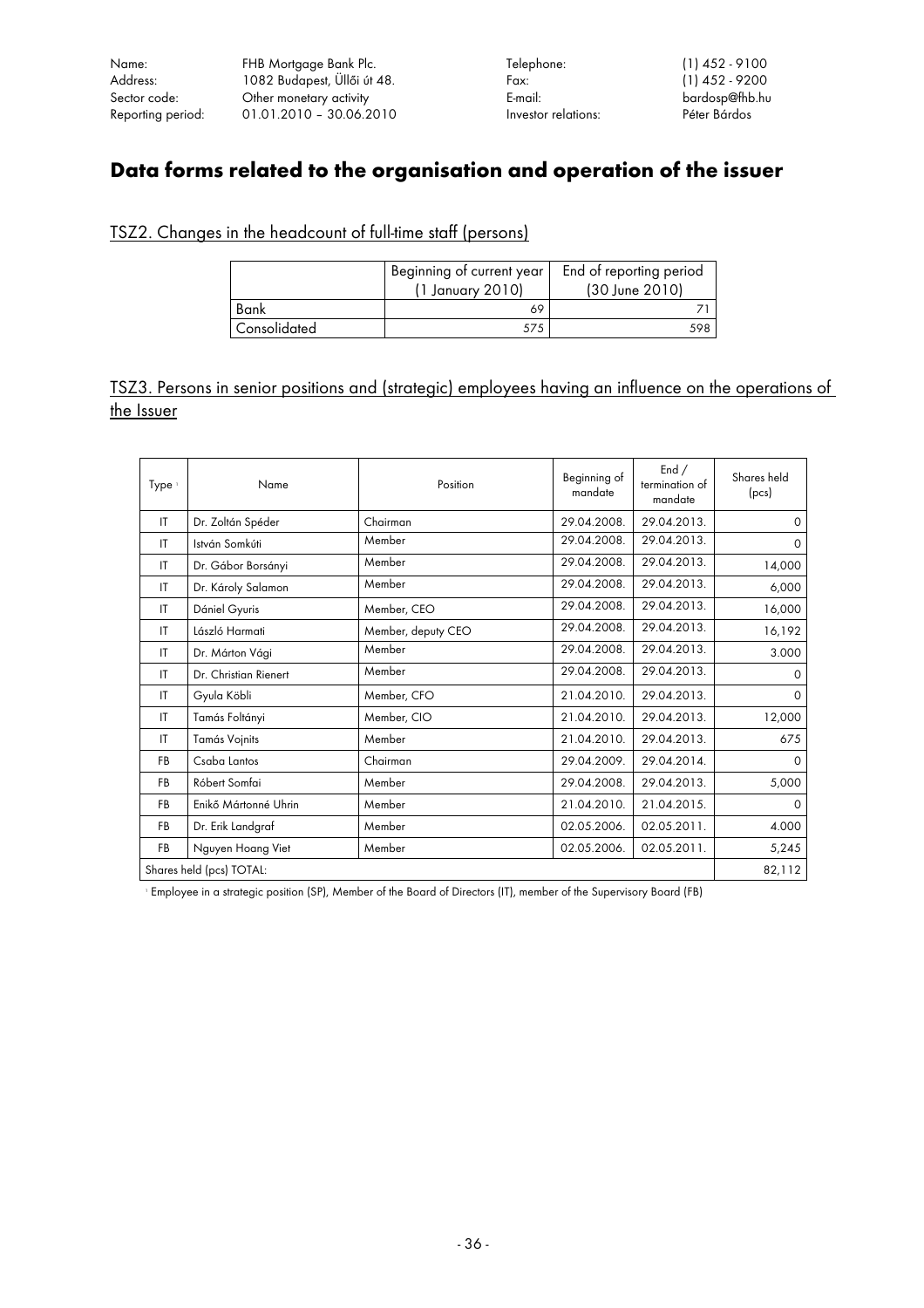| Name: | FHB Mortgage Bank Plc. | Telephone: | (1) 452 - 9100 |
|---|---|---|---|
| Address: | 1082 Budapest, Üllői út 48. | Fax: | (1) 452 - 9200 |
| Sector code: | Other monetary activity | E-mail: | bardosp@fhb.hu |
| Reporting period: | 01.01.2010 – 30.06.2010 | Investor relations: | Péter Bárdos |

# Data forms related to the organisation and operation of the issuer

## TSZ2. Changes in the headcount of full-time staff (persons)

| | Beginning of current year (1 January 2010) | End of reporting period (30 June 2010) |
|---|---|---|
| Bank | 69 | 71 |
| Consolidated | 575 | 598 |

## TSZ3. Persons in senior positions and (strategic) employees having an influence on the operations of the Issuer

| Type [1] | Name | Position | Beginning of mandate | End / termination of mandate | Shares held (pcs) |
|---|---|---|---|---|---|
| IT | Dr. Zoltán Spéder | Chairman | 29.04.2008. | 29.04.2013. | 0 |
| IT | István Somkúti | Member | 29.04.2008. | 29.04.2013. | 0 |
| IT | Dr. Gábor Borsányi | Member | 29.04.2008. | 29.04.2013. | 14,000 |
| IT | Dr. Károly Salamon | Member | 29.04.2008. | 29.04.2013. | 6,000 |
| IT | Dániel Gyuris | Member, CEO | 29.04.2008. | 29.04.2013. | 16,000 |
| IT | László Harmati | Member, deputy CEO | 29.04.2008. | 29.04.2013. | 16,192 |
| IT | Dr. Márton Vági | Member | 29.04.2008. | 29.04.2013. | 3.000 |
| IT | Dr. Christian Rienert | Member | 29.04.2008. | 29.04.2013. | 0 |
| IT | Gyula Köbli | Member, CFO | 21.04.2010. | 29.04.2013. | 0 |
| IT | Tamás Foltányi | Member, CIO | 21.04.2010. | 29.04.2013. | 12,000 |
| IT | Tamás Vojnits | Member | 21.04.2010. | 29.04.2013. | 675 |
| FB | Csaba Lantos | Chairman | 29.04.2009. | 29.04.2014. | 0 |
| FB | Róbert Somfai | Member | 29.04.2008. | 29.04.2013. | 5,000 |
| FB | Enikő Mártonné Uhrin | Member | 21.04.2010. | 21.04.2015. | 0 |
| FB | Dr. Erik Landgraf | Member | 02.05.2006. | 02.05.2011. | 4.000 |
| FB | Nguyen Hoang Viet | Member | 02.05.2006. | 02.05.2011. | 5,245 |
| Shares held (pcs) TOTAL: | | | | | 82,112 |

[1] Employee in a strategic position (SP), Member of the Board of Directors (IT), member of the Supervisory Board (FB)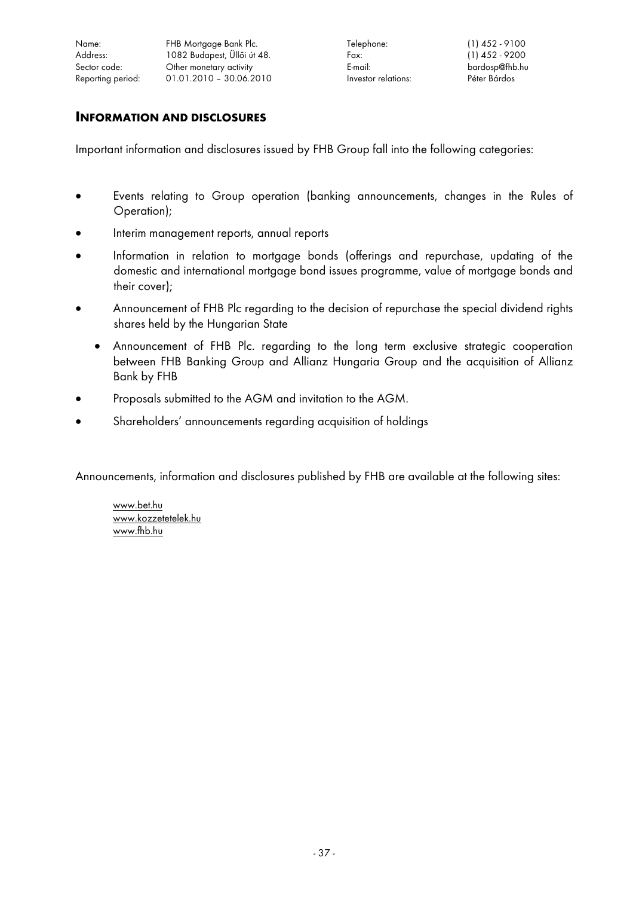| | | | |
|---|---|---|---|
| Name: | FHB Mortgage Bank Plc. | Telephone: | (1) 452 - 9100 |
| Address: | 1082 Budapest, Üllői út 48. | Fax: | (1) 452 - 9200 |
| Sector code: | Other monetary activity | E-mail: | bardosp@fhb.hu |
| Reporting period: | 01.01.2010 – 30.06.2010 | Investor relations: | Péter Bárdos |

## INFORMATION AND DISCLOSURES

Important information and disclosures issued by FHB Group fall into the following categories:

- Events relating to Group operation (banking announcements, changes in the Rules of Operation);
- Interim management reports, annual reports
- Information in relation to mortgage bonds (offerings and repurchase, updating of the domestic and international mortgage bond issues programme, value of mortgage bonds and their cover);
- Announcement of FHB Plc regarding to the decision of repurchase the special dividend rights shares held by the Hungarian State
- Announcement of FHB Plc. regarding to the long term exclusive strategic cooperation between FHB Banking Group and Allianz Hungaria Group and the acquisition of Allianz Bank by FHB
- Proposals submitted to the AGM and invitation to the AGM.
- Shareholders' announcements regarding acquisition of holdings

Announcements, information and disclosures published by FHB are available at the following sites:

www.bet.hu
www.kozzetetelek.hu
www.fhb.hu